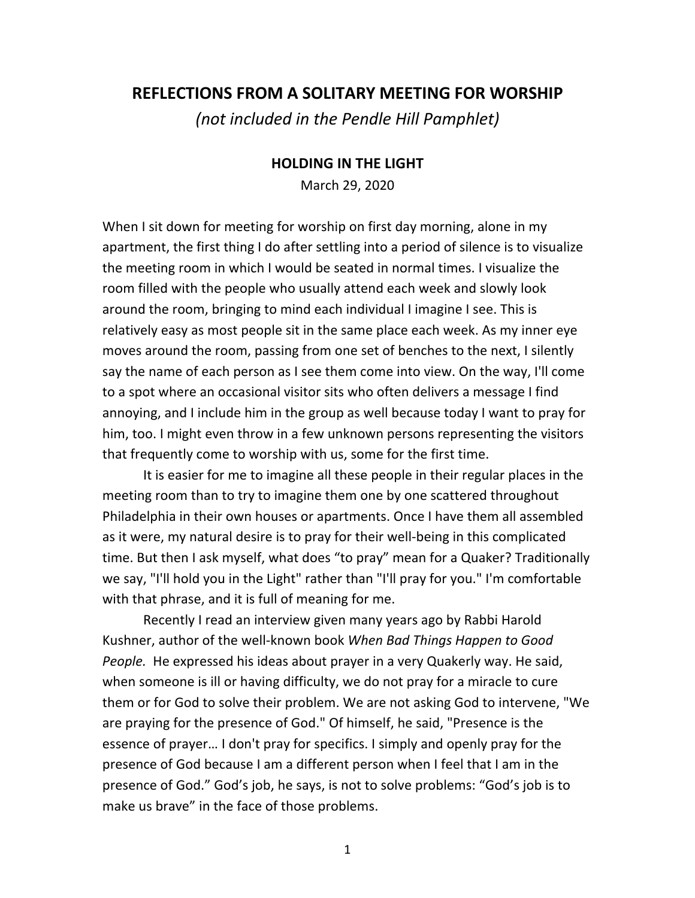# REFLECTIONS FROM A SOLITARY MEETING FOR WORSHIP

*(not included in the Pendle Hill Pamphlet)*

## HOLDING IN THE LIGHT

March 29, 2020

When I sit down for meeting for worship on first day morning, alone in my apartment, the first thing I do after settling into a period of silence is to visualize the meeting room in which I would be seated in normal times. I visualize the room filled with the people who usually attend each week and slowly look around the room, bringing to mind each individual I imagine I see. This is relatively easy as most people sit in the same place each week. As my inner eye moves around the room, passing from one set of benches to the next, I silently say the name of each person as I see them come into view. On the way, I'll come to a spot where an occasional visitor sits who often delivers a message I find annoying, and I include him in the group as well because today I want to pray for him, too. I might even throw in a few unknown persons representing the visitors that frequently come to worship with us, some for the first time.

It is easier for me to imagine all these people in their regular places in the meeting room than to try to imagine them one by one scattered throughout Philadelphia in their own houses or apartments. Once I have them all assembled as it were, my natural desire is to pray for their well-being in this complicated time. But then I ask myself, what does "to pray" mean for a Quaker? Traditionally we say, "I'll hold you in the Light" rather than "I'll pray for you." I'm comfortable with that phrase, and it is full of meaning for me.

Recently I read an interview given many years ago by Rabbi Harold Kushner, author of the well-known book *When Bad Things Happen to Good People.* He expressed his ideas about prayer in a very Quakerly way. He said, when someone is ill or having difficulty, we do not pray for a miracle to cure them or for God to solve their problem. We are not asking God to intervene, "We are praying for the presence of God." Of himself, he said, "Presence is the essence of prayer… I don't pray for specifics. I simply and openly pray for the presence of God because I am a different person when I feel that I am in the presence of God." God's job, he says, is not to solve problems: "God's job is to make us brave" in the face of those problems.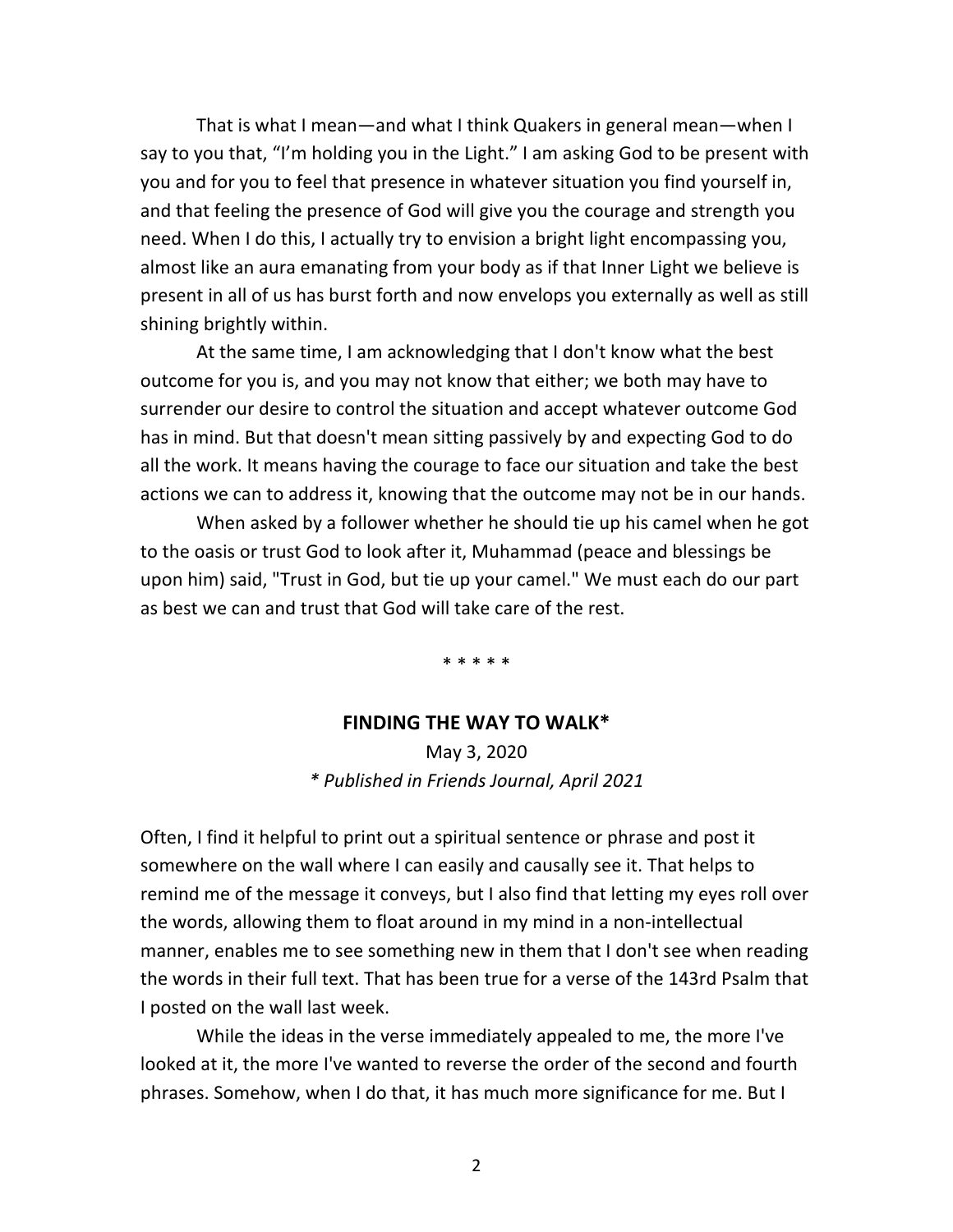That is what I mean—and what I think Quakers in general mean—when I say to you that, "I'm holding you in the Light." I am asking God to be present with you and for you to feel that presence in whatever situation you find yourself in, and that feeling the presence of God will give you the courage and strength you need. When I do this, I actually try to envision a bright light encompassing you, almost like an aura emanating from your body as if that Inner Light we believe is present in all of us has burst forth and now envelops you externally as well as still shining brightly within.

At the same time, I am acknowledging that I don't know what the best outcome for you is, and you may not know that either; we both may have to surrender our desire to control the situation and accept whatever outcome God has in mind. But that doesn't mean sitting passively by and expecting God to do all the work. It means having the courage to face our situation and take the best actions we can to address it, knowing that the outcome may not be in our hands.

When asked by a follower whether he should tie up his camel when he got to the oasis or trust God to look after it, Muhammad (peace and blessings be upon him) said, "Trust in God, but tie up your camel." We must each do our part as best we can and trust that God will take care of the rest.

\* \* \* \* \*

## FINDING THE WAY TO WALK*

May 3, 2020

*\* Published in Friends Journal, April 2021*

Often, I find it helpful to print out a spiritual sentence or phrase and post it somewhere on the wall where I can easily and causally see it. That helps to remind me of the message it conveys, but I also find that letting my eyes roll over the words, allowing them to float around in my mind in a non-intellectual manner, enables me to see something new in them that I don't see when reading the words in their full text. That has been true for a verse of the 143rd Psalm that I posted on the wall last week.

While the ideas in the verse immediately appealed to me, the more I've looked at it, the more I've wanted to reverse the order of the second and fourth phrases. Somehow, when I do that, it has much more significance for me. But I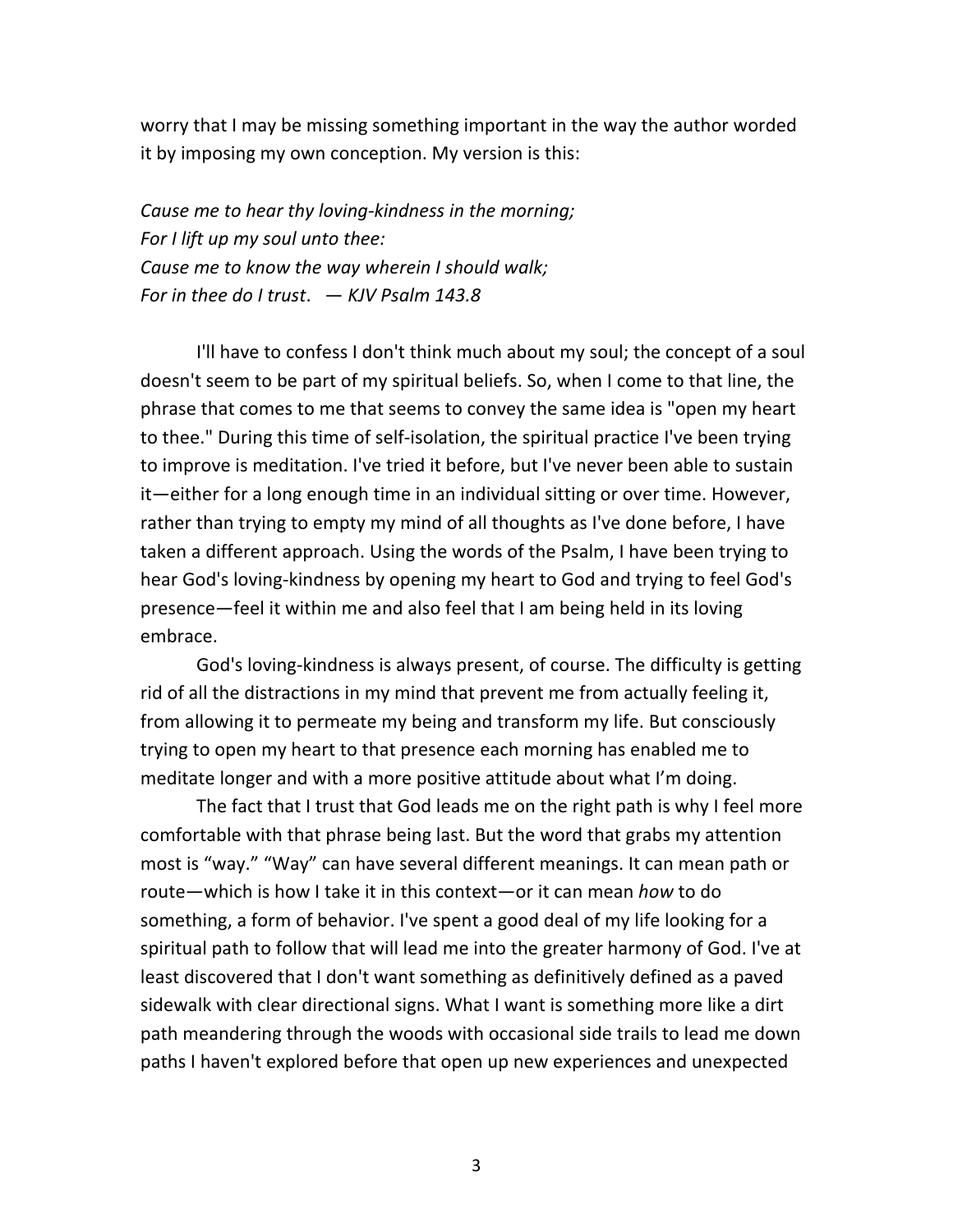worry that I may be missing something important in the way the author worded it by imposing my own conception. My version is this:

*Cause me to hear thy loving-kindness in the morning;*
*For I lift up my soul unto thee:*
*Cause me to know the way wherein I should walk;*
*For in thee do I trust*. — *KJV Psalm 143.8*

I'll have to confess I don't think much about my soul; the concept of a soul doesn't seem to be part of my spiritual beliefs. So, when I come to that line, the phrase that comes to me that seems to convey the same idea is "open my heart to thee." During this time of self-isolation, the spiritual practice I've been trying to improve is meditation. I've tried it before, but I've never been able to sustain it—either for a long enough time in an individual sitting or over time. However, rather than trying to empty my mind of all thoughts as I've done before, I have taken a different approach. Using the words of the Psalm, I have been trying to hear God's loving-kindness by opening my heart to God and trying to feel God's presence—feel it within me and also feel that I am being held in its loving embrace.

God's loving-kindness is always present, of course. The difficulty is getting rid of all the distractions in my mind that prevent me from actually feeling it, from allowing it to permeate my being and transform my life. But consciously trying to open my heart to that presence each morning has enabled me to meditate longer and with a more positive attitude about what I'm doing.

The fact that I trust that God leads me on the right path is why I feel more comfortable with that phrase being last. But the word that grabs my attention most is "way." "Way" can have several different meanings. It can mean path or route—which is how I take it in this context—or it can mean *how* to do something, a form of behavior. I've spent a good deal of my life looking for a spiritual path to follow that will lead me into the greater harmony of God. I've at least discovered that I don't want something as definitively defined as a paved sidewalk with clear directional signs. What I want is something more like a dirt path meandering through the woods with occasional side trails to lead me down paths I haven't explored before that open up new experiences and unexpected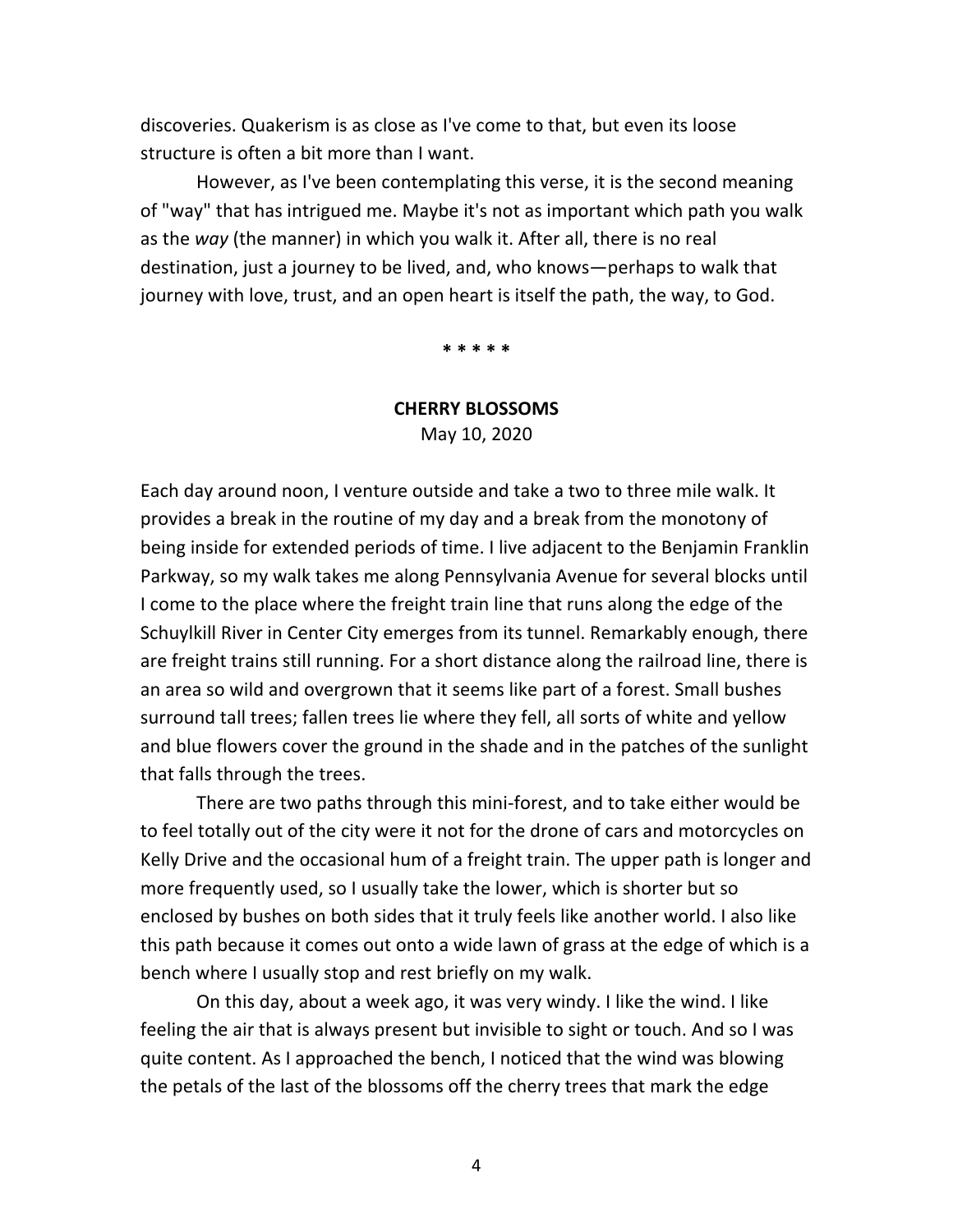discoveries. Quakerism is as close as I've come to that, but even its loose structure is often a bit more than I want.

However, as I've been contemplating this verse, it is the second meaning of "way" that has intrigued me. Maybe it's not as important which path you walk as the *way* (the manner) in which you walk it. After all, there is no real destination, just a journey to be lived, and, who knows—perhaps to walk that journey with love, trust, and an open heart is itself the path, the way, to God.

**\* \* \* \* \***

## CHERRY BLOSSOMS

May 10, 2020

Each day around noon, I venture outside and take a two to three mile walk. It provides a break in the routine of my day and a break from the monotony of being inside for extended periods of time. I live adjacent to the Benjamin Franklin Parkway, so my walk takes me along Pennsylvania Avenue for several blocks until I come to the place where the freight train line that runs along the edge of the Schuylkill River in Center City emerges from its tunnel. Remarkably enough, there are freight trains still running. For a short distance along the railroad line, there is an area so wild and overgrown that it seems like part of a forest. Small bushes surround tall trees; fallen trees lie where they fell, all sorts of white and yellow and blue flowers cover the ground in the shade and in the patches of the sunlight that falls through the trees.

There are two paths through this mini-forest, and to take either would be to feel totally out of the city were it not for the drone of cars and motorcycles on Kelly Drive and the occasional hum of a freight train. The upper path is longer and more frequently used, so I usually take the lower, which is shorter but so enclosed by bushes on both sides that it truly feels like another world. I also like this path because it comes out onto a wide lawn of grass at the edge of which is a bench where I usually stop and rest briefly on my walk.

On this day, about a week ago, it was very windy. I like the wind. I like feeling the air that is always present but invisible to sight or touch. And so I was quite content. As I approached the bench, I noticed that the wind was blowing the petals of the last of the blossoms off the cherry trees that mark the edge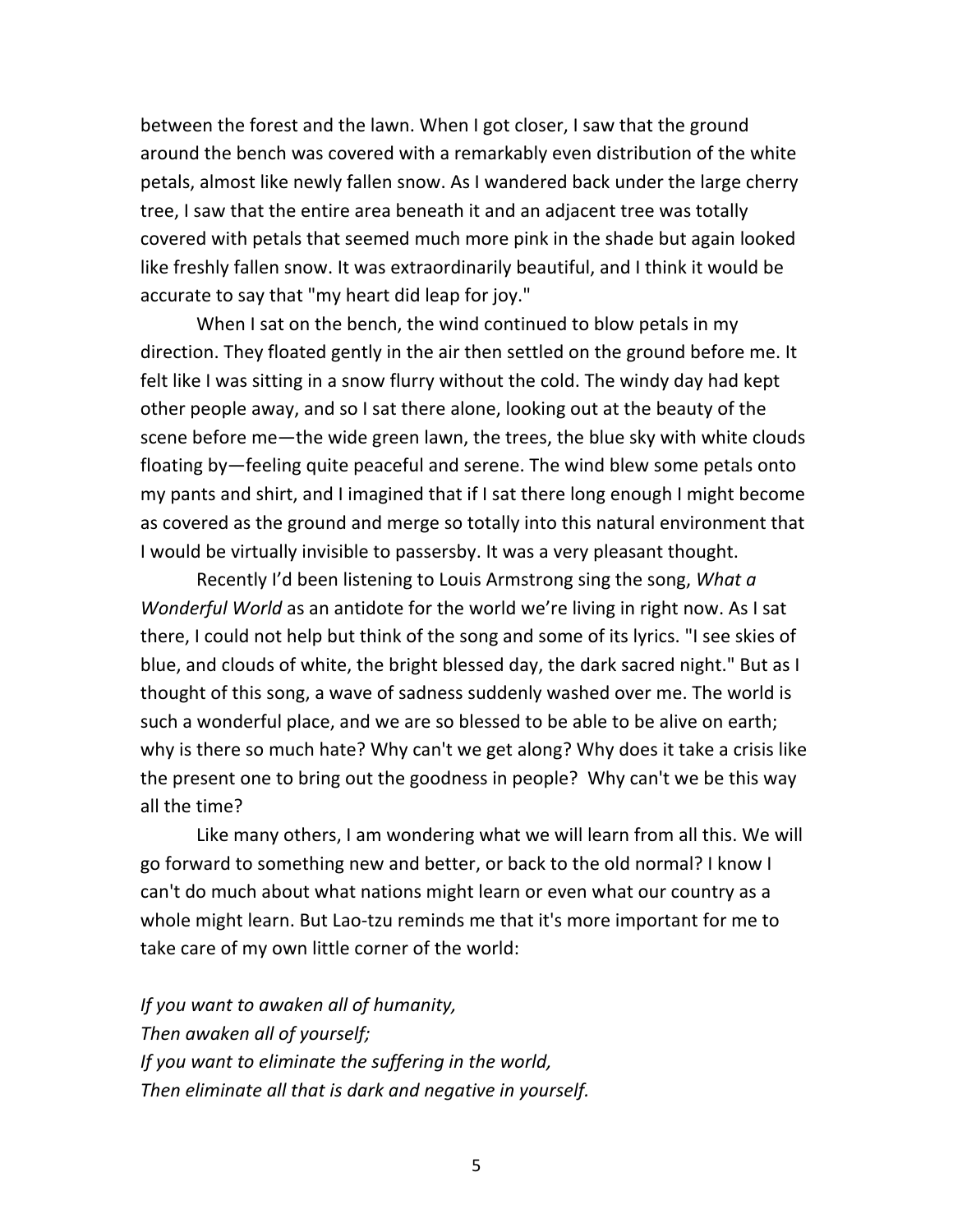between the forest and the lawn. When I got closer, I saw that the ground around the bench was covered with a remarkably even distribution of the white petals, almost like newly fallen snow. As I wandered back under the large cherry tree, I saw that the entire area beneath it and an adjacent tree was totally covered with petals that seemed much more pink in the shade but again looked like freshly fallen snow. It was extraordinarily beautiful, and I think it would be accurate to say that "my heart did leap for joy."

When I sat on the bench, the wind continued to blow petals in my direction. They floated gently in the air then settled on the ground before me. It felt like I was sitting in a snow flurry without the cold. The windy day had kept other people away, and so I sat there alone, looking out at the beauty of the scene before me—the wide green lawn, the trees, the blue sky with white clouds floating by—feeling quite peaceful and serene. The wind blew some petals onto my pants and shirt, and I imagined that if I sat there long enough I might become as covered as the ground and merge so totally into this natural environment that I would be virtually invisible to passersby. It was a very pleasant thought.

Recently I'd been listening to Louis Armstrong sing the song, *What a Wonderful World* as an antidote for the world we're living in right now. As I sat there, I could not help but think of the song and some of its lyrics. "I see skies of blue, and clouds of white, the bright blessed day, the dark sacred night." But as I thought of this song, a wave of sadness suddenly washed over me. The world is such a wonderful place, and we are so blessed to be able to be alive on earth; why is there so much hate? Why can't we get along? Why does it take a crisis like the present one to bring out the goodness in people? Why can't we be this way all the time?

Like many others, I am wondering what we will learn from all this. We will go forward to something new and better, or back to the old normal? I know I can't do much about what nations might learn or even what our country as a whole might learn. But Lao-tzu reminds me that it's more important for me to take care of my own little corner of the world:

*If you want to awaken all of humanity,*
*Then awaken all of yourself;*
*If you want to eliminate the suffering in the world,*
*Then eliminate all that is dark and negative in yourself.*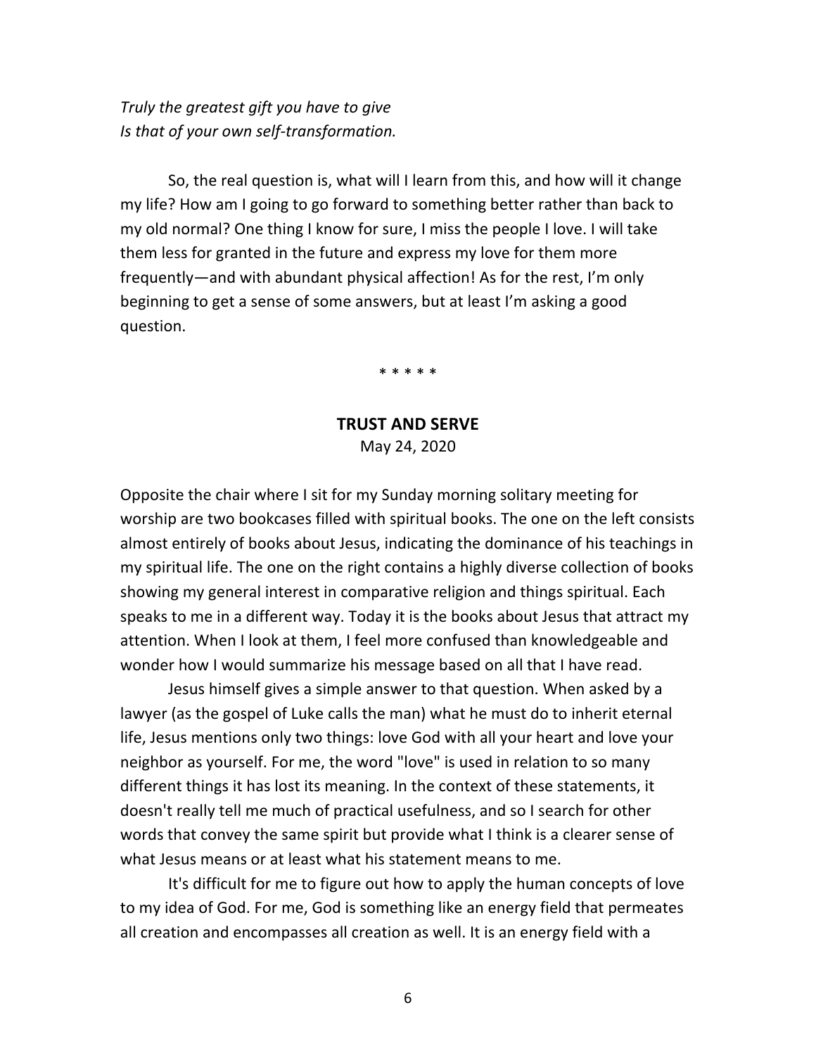*Truly the greatest gift you have to give*
*Is that of your own self-transformation.*

So, the real question is, what will I learn from this, and how will it change my life? How am I going to go forward to something better rather than back to my old normal? One thing I know for sure, I miss the people I love. I will take them less for granted in the future and express my love for them more frequently—and with abundant physical affection! As for the rest, I'm only beginning to get a sense of some answers, but at least I'm asking a good question.

\* \* \* \* \*

## TRUST AND SERVE

May 24, 2020

Opposite the chair where I sit for my Sunday morning solitary meeting for worship are two bookcases filled with spiritual books. The one on the left consists almost entirely of books about Jesus, indicating the dominance of his teachings in my spiritual life. The one on the right contains a highly diverse collection of books showing my general interest in comparative religion and things spiritual. Each speaks to me in a different way. Today it is the books about Jesus that attract my attention. When I look at them, I feel more confused than knowledgeable and wonder how I would summarize his message based on all that I have read.

Jesus himself gives a simple answer to that question. When asked by a lawyer (as the gospel of Luke calls the man) what he must do to inherit eternal life, Jesus mentions only two things: love God with all your heart and love your neighbor as yourself. For me, the word "love" is used in relation to so many different things it has lost its meaning. In the context of these statements, it doesn't really tell me much of practical usefulness, and so I search for other words that convey the same spirit but provide what I think is a clearer sense of what Jesus means or at least what his statement means to me.

It's difficult for me to figure out how to apply the human concepts of love to my idea of God. For me, God is something like an energy field that permeates all creation and encompasses all creation as well. It is an energy field with a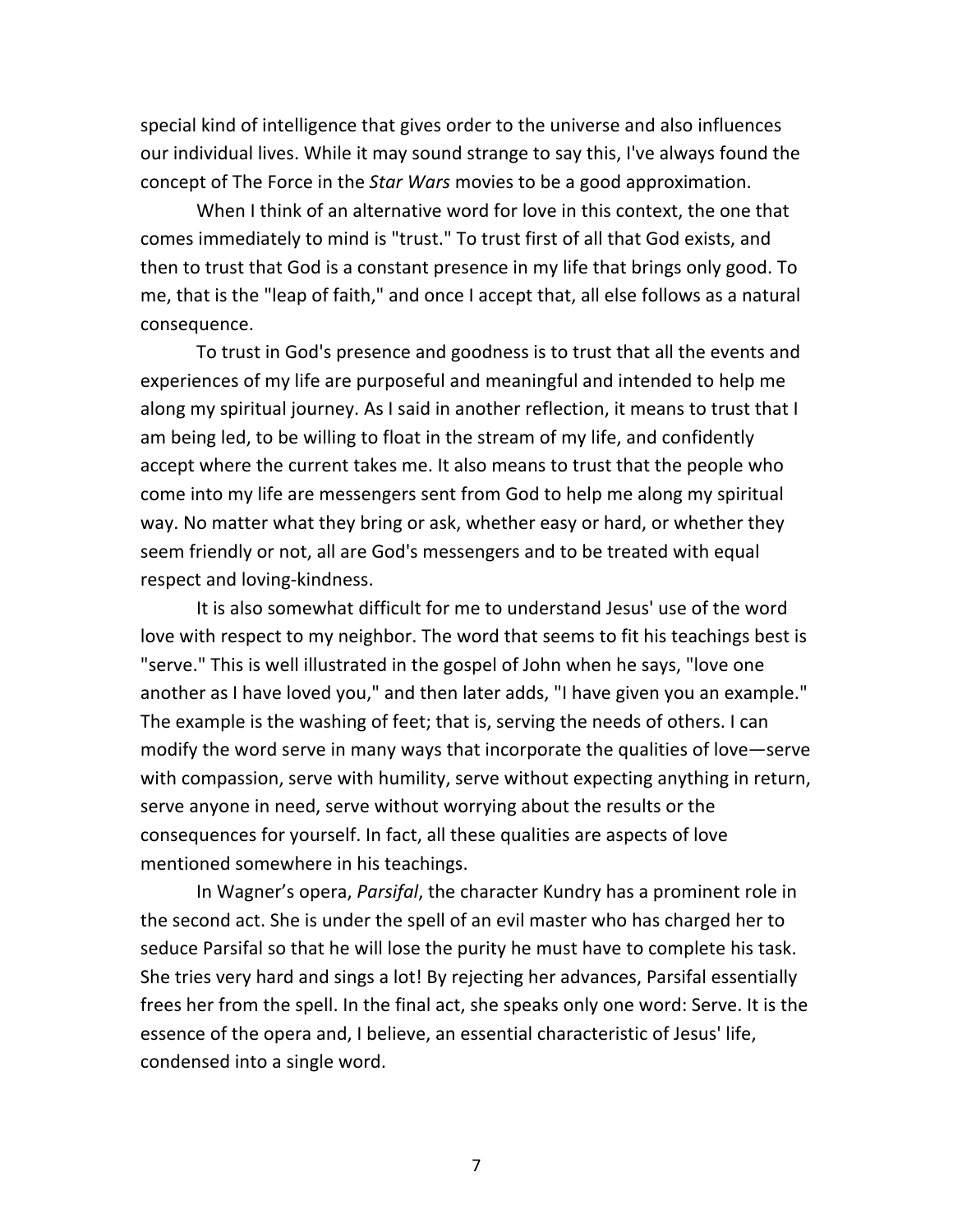special kind of intelligence that gives order to the universe and also influences our individual lives. While it may sound strange to say this, I've always found the concept of The Force in the *Star Wars* movies to be a good approximation.

When I think of an alternative word for love in this context, the one that comes immediately to mind is "trust." To trust first of all that God exists, and then to trust that God is a constant presence in my life that brings only good. To me, that is the "leap of faith," and once I accept that, all else follows as a natural consequence.

To trust in God's presence and goodness is to trust that all the events and experiences of my life are purposeful and meaningful and intended to help me along my spiritual journey. As I said in another reflection, it means to trust that I am being led, to be willing to float in the stream of my life, and confidently accept where the current takes me. It also means to trust that the people who come into my life are messengers sent from God to help me along my spiritual way. No matter what they bring or ask, whether easy or hard, or whether they seem friendly or not, all are God's messengers and to be treated with equal respect and loving-kindness.

It is also somewhat difficult for me to understand Jesus' use of the word love with respect to my neighbor. The word that seems to fit his teachings best is "serve." This is well illustrated in the gospel of John when he says, "love one another as I have loved you," and then later adds, "I have given you an example." The example is the washing of feet; that is, serving the needs of others. I can modify the word serve in many ways that incorporate the qualities of love—serve with compassion, serve with humility, serve without expecting anything in return, serve anyone in need, serve without worrying about the results or the consequences for yourself. In fact, all these qualities are aspects of love mentioned somewhere in his teachings.

In Wagner's opera, *Parsifal*, the character Kundry has a prominent role in the second act. She is under the spell of an evil master who has charged her to seduce Parsifal so that he will lose the purity he must have to complete his task. She tries very hard and sings a lot! By rejecting her advances, Parsifal essentially frees her from the spell. In the final act, she speaks only one word: Serve. It is the essence of the opera and, I believe, an essential characteristic of Jesus' life, condensed into a single word.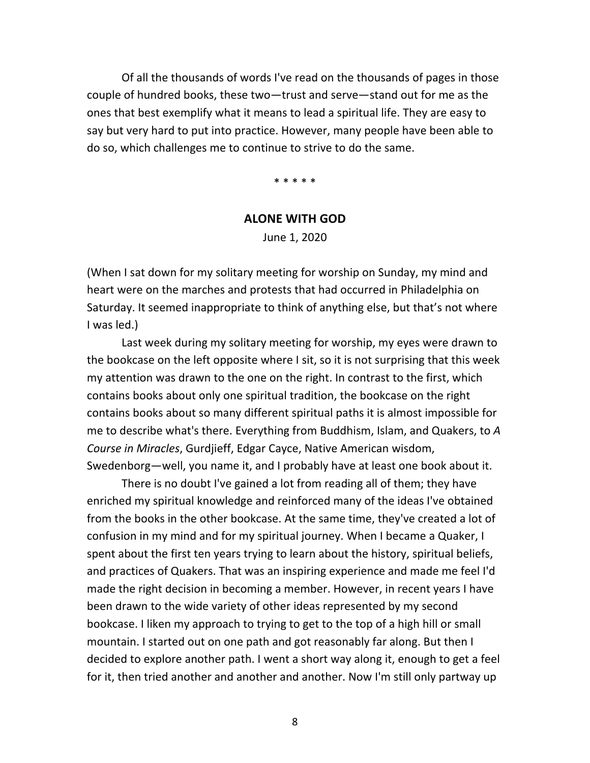Of all the thousands of words I've read on the thousands of pages in those couple of hundred books, these two—trust and serve—stand out for me as the ones that best exemplify what it means to lead a spiritual life. They are easy to say but very hard to put into practice. However, many people have been able to do so, which challenges me to continue to strive to do the same.

\* \* \* \* \*

## ALONE WITH GOD

June 1, 2020

(When I sat down for my solitary meeting for worship on Sunday, my mind and heart were on the marches and protests that had occurred in Philadelphia on Saturday. It seemed inappropriate to think of anything else, but that's not where I was led.)

Last week during my solitary meeting for worship, my eyes were drawn to the bookcase on the left opposite where I sit, so it is not surprising that this week my attention was drawn to the one on the right. In contrast to the first, which contains books about only one spiritual tradition, the bookcase on the right contains books about so many different spiritual paths it is almost impossible for me to describe what's there. Everything from Buddhism, Islam, and Quakers, to *A Course in Miracles*, Gurdjieff, Edgar Cayce, Native American wisdom, Swedenborg—well, you name it, and I probably have at least one book about it.

There is no doubt I've gained a lot from reading all of them; they have enriched my spiritual knowledge and reinforced many of the ideas I've obtained from the books in the other bookcase. At the same time, they've created a lot of confusion in my mind and for my spiritual journey. When I became a Quaker, I spent about the first ten years trying to learn about the history, spiritual beliefs, and practices of Quakers. That was an inspiring experience and made me feel I'd made the right decision in becoming a member. However, in recent years I have been drawn to the wide variety of other ideas represented by my second bookcase. I liken my approach to trying to get to the top of a high hill or small mountain. I started out on one path and got reasonably far along. But then I decided to explore another path. I went a short way along it, enough to get a feel for it, then tried another and another and another. Now I'm still only partway up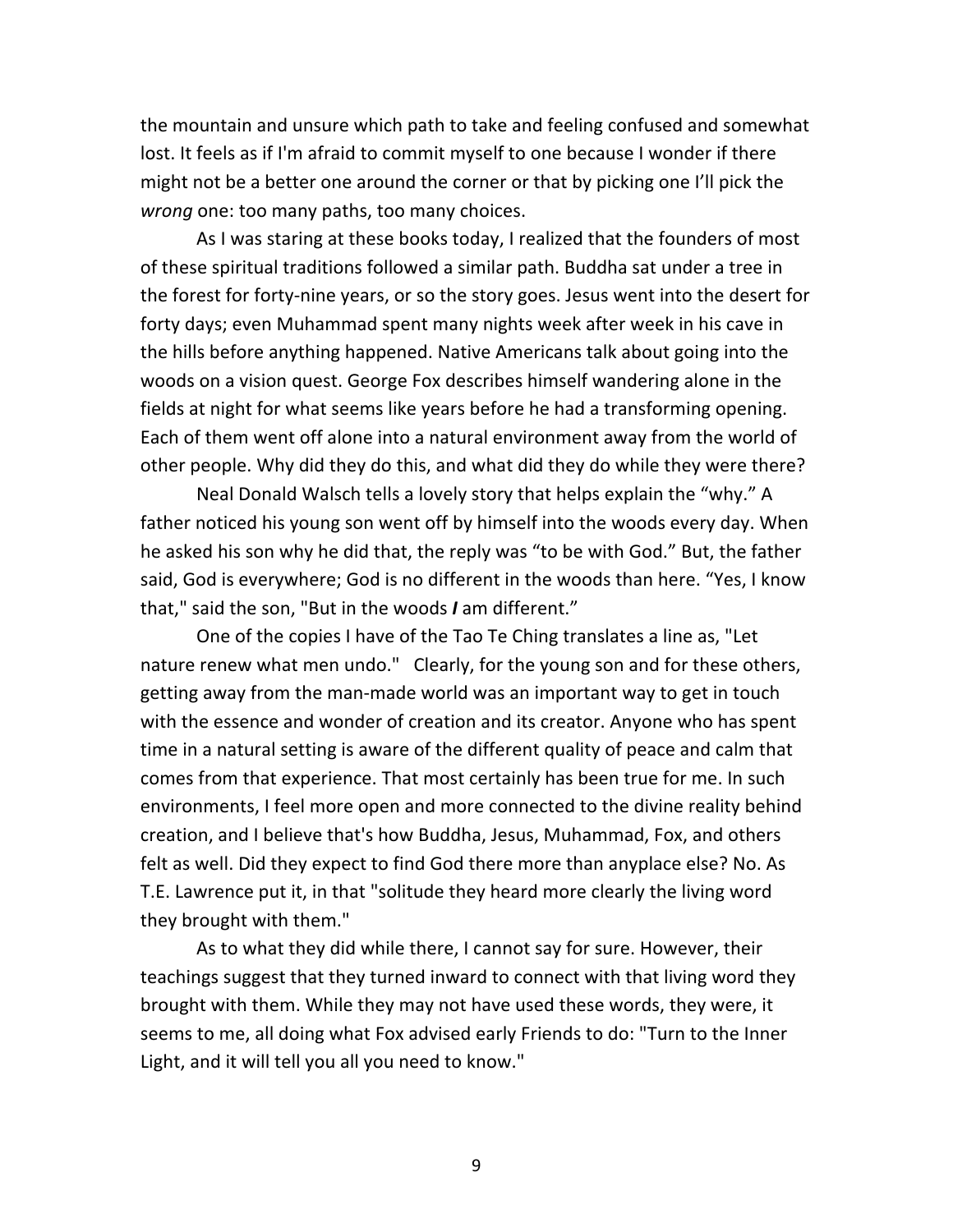the mountain and unsure which path to take and feeling confused and somewhat lost. It feels as if I'm afraid to commit myself to one because I wonder if there might not be a better one around the corner or that by picking one I'll pick the *wrong* one: too many paths, too many choices.

As I was staring at these books today, I realized that the founders of most of these spiritual traditions followed a similar path. Buddha sat under a tree in the forest for forty-nine years, or so the story goes. Jesus went into the desert for forty days; even Muhammad spent many nights week after week in his cave in the hills before anything happened. Native Americans talk about going into the woods on a vision quest. George Fox describes himself wandering alone in the fields at night for what seems like years before he had a transforming opening. Each of them went off alone into a natural environment away from the world of other people. Why did they do this, and what did they do while they were there?

Neal Donald Walsch tells a lovely story that helps explain the "why." A father noticed his young son went off by himself into the woods every day. When he asked his son why he did that, the reply was "to be with God." But, the father said, God is everywhere; God is no different in the woods than here. "Yes, I know that," said the son, "But in the woods ***I*** am different."

One of the copies I have of the Tao Te Ching translates a line as, "Let nature renew what men undo." Clearly, for the young son and for these others, getting away from the man-made world was an important way to get in touch with the essence and wonder of creation and its creator. Anyone who has spent time in a natural setting is aware of the different quality of peace and calm that comes from that experience. That most certainly has been true for me. In such environments, I feel more open and more connected to the divine reality behind creation, and I believe that's how Buddha, Jesus, Muhammad, Fox, and others felt as well. Did they expect to find God there more than anyplace else? No. As T.E. Lawrence put it, in that "solitude they heard more clearly the living word they brought with them."

As to what they did while there, I cannot say for sure. However, their teachings suggest that they turned inward to connect with that living word they brought with them. While they may not have used these words, they were, it seems to me, all doing what Fox advised early Friends to do: "Turn to the Inner Light, and it will tell you all you need to know."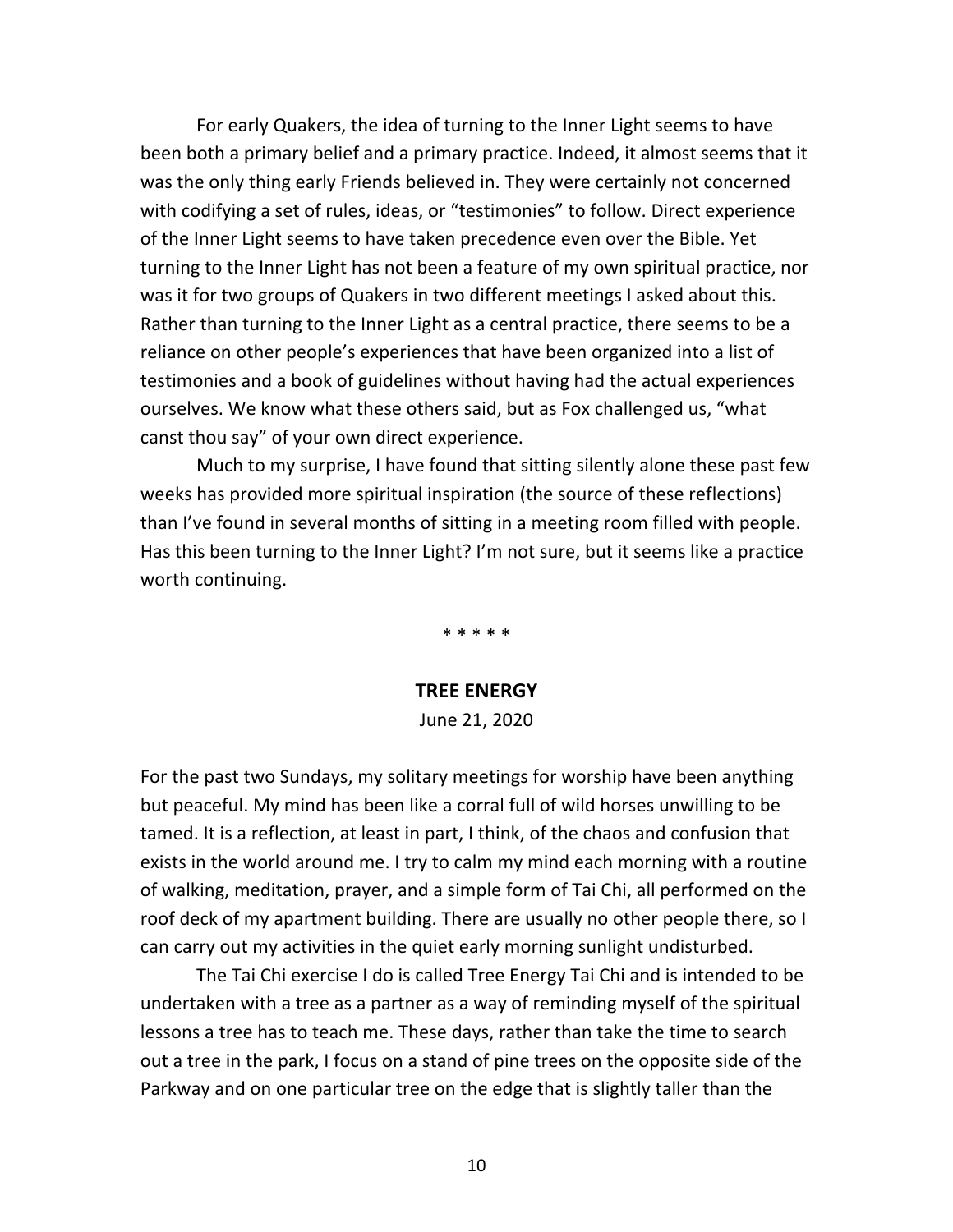For early Quakers, the idea of turning to the Inner Light seems to have been both a primary belief and a primary practice. Indeed, it almost seems that it was the only thing early Friends believed in. They were certainly not concerned with codifying a set of rules, ideas, or "testimonies" to follow. Direct experience of the Inner Light seems to have taken precedence even over the Bible. Yet turning to the Inner Light has not been a feature of my own spiritual practice, nor was it for two groups of Quakers in two different meetings I asked about this. Rather than turning to the Inner Light as a central practice, there seems to be a reliance on other people's experiences that have been organized into a list of testimonies and a book of guidelines without having had the actual experiences ourselves. We know what these others said, but as Fox challenged us, "what canst thou say" of your own direct experience.

Much to my surprise, I have found that sitting silently alone these past few weeks has provided more spiritual inspiration (the source of these reflections) than I've found in several months of sitting in a meeting room filled with people. Has this been turning to the Inner Light? I'm not sure, but it seems like a practice worth continuing.

\* \* \* \* \*

## TREE ENERGY

June 21, 2020

For the past two Sundays, my solitary meetings for worship have been anything but peaceful. My mind has been like a corral full of wild horses unwilling to be tamed. It is a reflection, at least in part, I think, of the chaos and confusion that exists in the world around me. I try to calm my mind each morning with a routine of walking, meditation, prayer, and a simple form of Tai Chi, all performed on the roof deck of my apartment building. There are usually no other people there, so I can carry out my activities in the quiet early morning sunlight undisturbed.

The Tai Chi exercise I do is called Tree Energy Tai Chi and is intended to be undertaken with a tree as a partner as a way of reminding myself of the spiritual lessons a tree has to teach me. These days, rather than take the time to search out a tree in the park, I focus on a stand of pine trees on the opposite side of the Parkway and on one particular tree on the edge that is slightly taller than the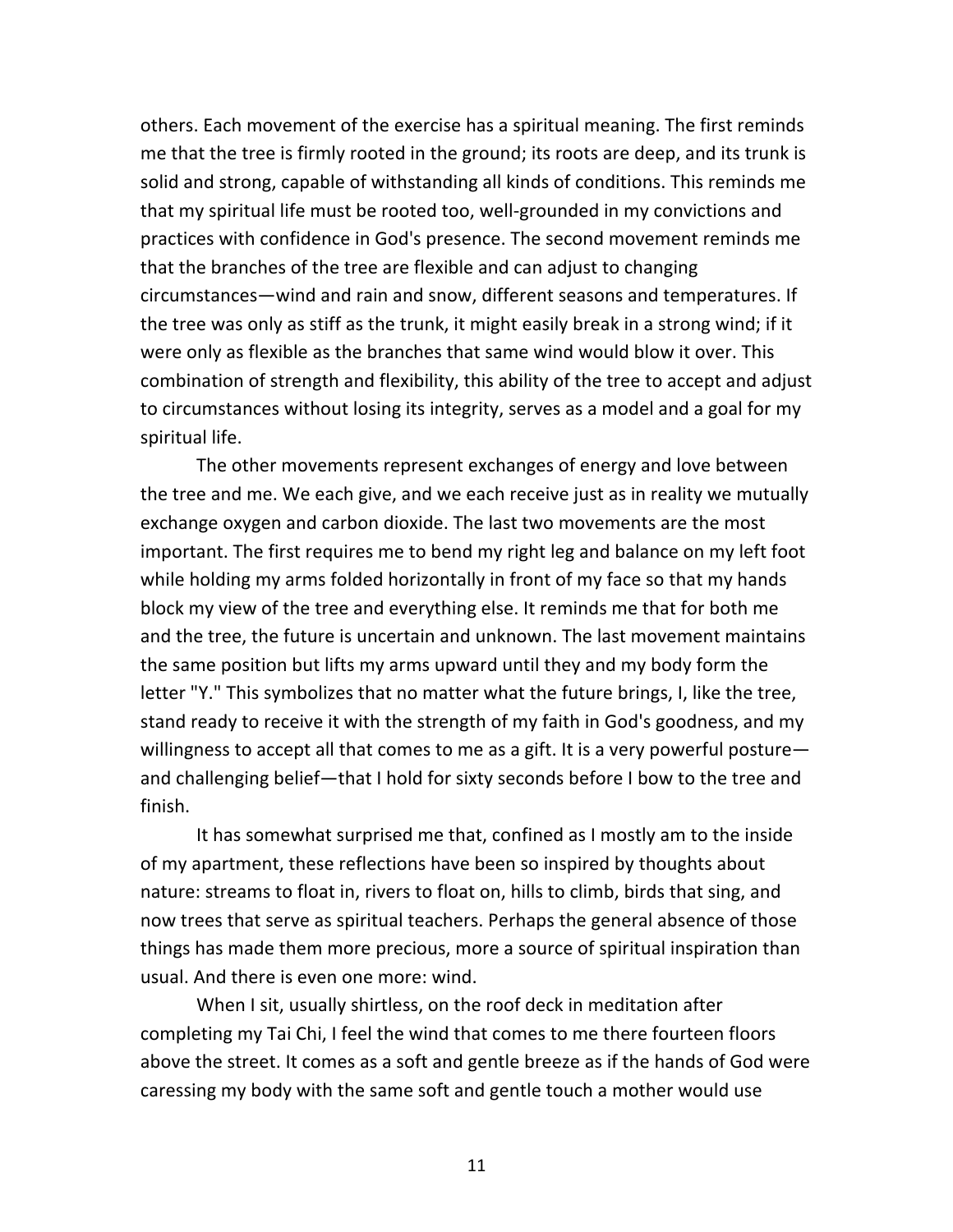others. Each movement of the exercise has a spiritual meaning. The first reminds me that the tree is firmly rooted in the ground; its roots are deep, and its trunk is solid and strong, capable of withstanding all kinds of conditions. This reminds me that my spiritual life must be rooted too, well-grounded in my convictions and practices with confidence in God's presence. The second movement reminds me that the branches of the tree are flexible and can adjust to changing circumstances—wind and rain and snow, different seasons and temperatures. If the tree was only as stiff as the trunk, it might easily break in a strong wind; if it were only as flexible as the branches that same wind would blow it over. This combination of strength and flexibility, this ability of the tree to accept and adjust to circumstances without losing its integrity, serves as a model and a goal for my spiritual life.

The other movements represent exchanges of energy and love between the tree and me. We each give, and we each receive just as in reality we mutually exchange oxygen and carbon dioxide. The last two movements are the most important. The first requires me to bend my right leg and balance on my left foot while holding my arms folded horizontally in front of my face so that my hands block my view of the tree and everything else. It reminds me that for both me and the tree, the future is uncertain and unknown. The last movement maintains the same position but lifts my arms upward until they and my body form the letter "Y." This symbolizes that no matter what the future brings, I, like the tree, stand ready to receive it with the strength of my faith in God's goodness, and my willingness to accept all that comes to me as a gift. It is a very powerful posture—and challenging belief—that I hold for sixty seconds before I bow to the tree and finish.

It has somewhat surprised me that, confined as I mostly am to the inside of my apartment, these reflections have been so inspired by thoughts about nature: streams to float in, rivers to float on, hills to climb, birds that sing, and now trees that serve as spiritual teachers. Perhaps the general absence of those things has made them more precious, more a source of spiritual inspiration than usual. And there is even one more: wind.

When I sit, usually shirtless, on the roof deck in meditation after completing my Tai Chi, I feel the wind that comes to me there fourteen floors above the street. It comes as a soft and gentle breeze as if the hands of God were caressing my body with the same soft and gentle touch a mother would use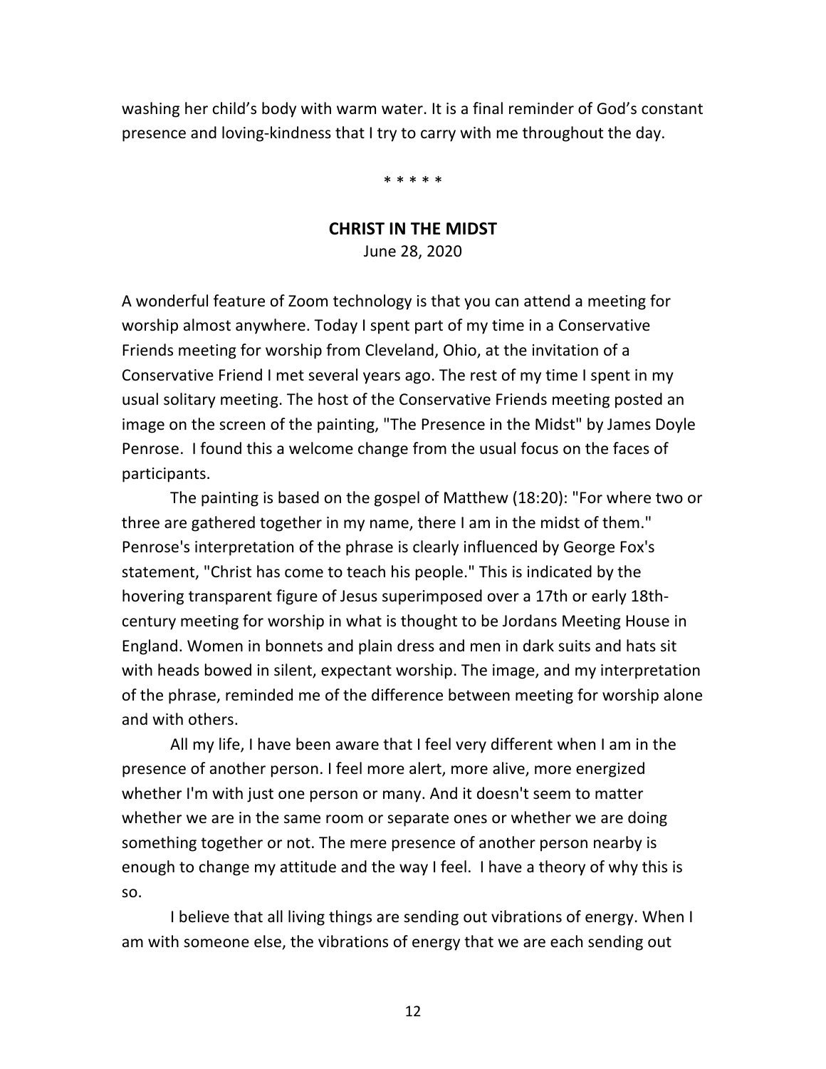washing her child's body with warm water. It is a final reminder of God's constant presence and loving-kindness that I try to carry with me throughout the day.

\* \* \* \* \*

## CHRIST IN THE MIDST

June 28, 2020

A wonderful feature of Zoom technology is that you can attend a meeting for worship almost anywhere. Today I spent part of my time in a Conservative Friends meeting for worship from Cleveland, Ohio, at the invitation of a Conservative Friend I met several years ago. The rest of my time I spent in my usual solitary meeting. The host of the Conservative Friends meeting posted an image on the screen of the painting, "The Presence in the Midst" by James Doyle Penrose. I found this a welcome change from the usual focus on the faces of participants.

The painting is based on the gospel of Matthew (18:20): "For where two or three are gathered together in my name, there I am in the midst of them." Penrose's interpretation of the phrase is clearly influenced by George Fox's statement, "Christ has come to teach his people." This is indicated by the hovering transparent figure of Jesus superimposed over a 17th or early 18th-century meeting for worship in what is thought to be Jordans Meeting House in England. Women in bonnets and plain dress and men in dark suits and hats sit with heads bowed in silent, expectant worship. The image, and my interpretation of the phrase, reminded me of the difference between meeting for worship alone and with others.

All my life, I have been aware that I feel very different when I am in the presence of another person. I feel more alert, more alive, more energized whether I'm with just one person or many. And it doesn't seem to matter whether we are in the same room or separate ones or whether we are doing something together or not. The mere presence of another person nearby is enough to change my attitude and the way I feel. I have a theory of why this is so.

I believe that all living things are sending out vibrations of energy. When I am with someone else, the vibrations of energy that we are each sending out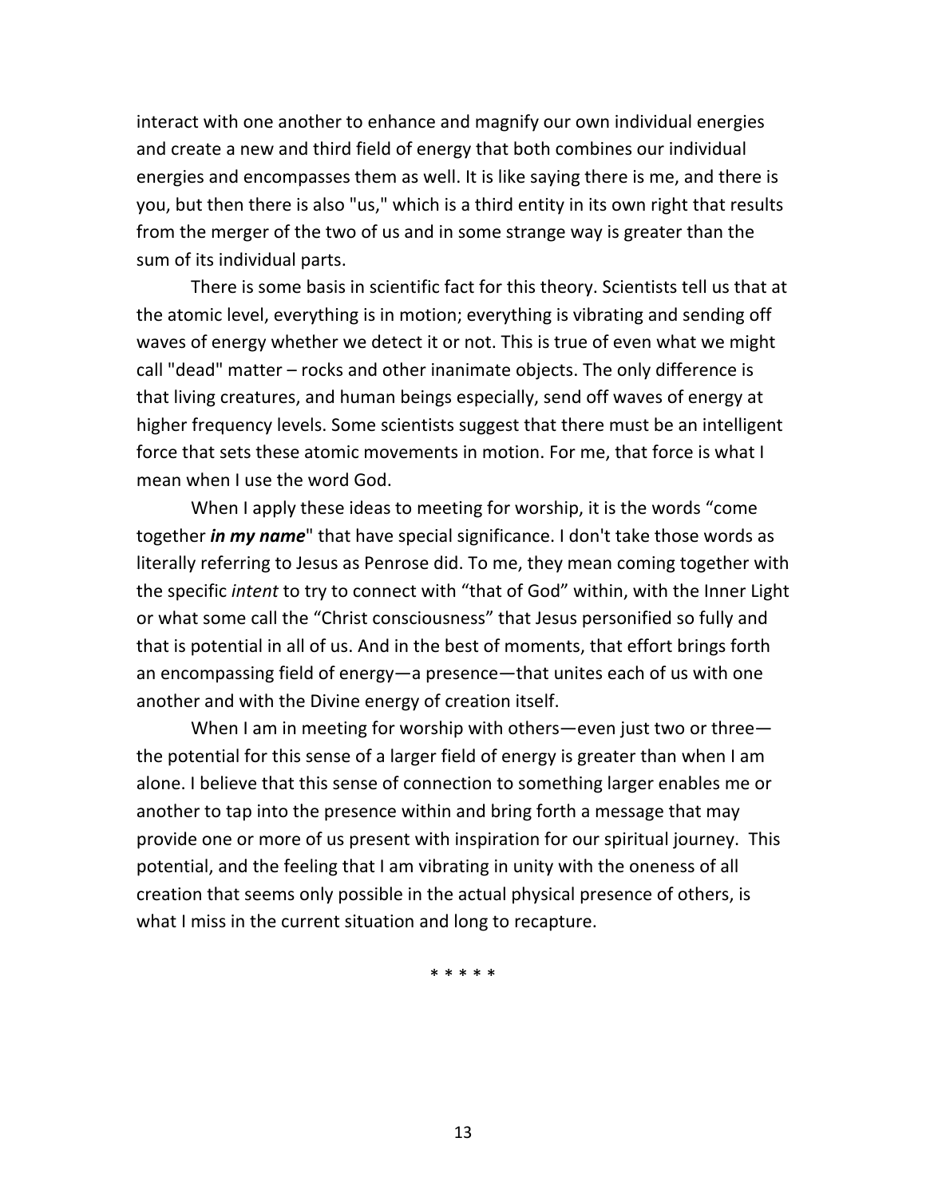interact with one another to enhance and magnify our own individual energies and create a new and third field of energy that both combines our individual energies and encompasses them as well. It is like saying there is me, and there is you, but then there is also "us," which is a third entity in its own right that results from the merger of the two of us and in some strange way is greater than the sum of its individual parts.

There is some basis in scientific fact for this theory. Scientists tell us that at the atomic level, everything is in motion; everything is vibrating and sending off waves of energy whether we detect it or not. This is true of even what we might call "dead" matter – rocks and other inanimate objects. The only difference is that living creatures, and human beings especially, send off waves of energy at higher frequency levels. Some scientists suggest that there must be an intelligent force that sets these atomic movements in motion. For me, that force is what I mean when I use the word God.

When I apply these ideas to meeting for worship, it is the words "come together ***in my name***" that have special significance. I don't take those words as literally referring to Jesus as Penrose did. To me, they mean coming together with the specific *intent* to try to connect with "that of God" within, with the Inner Light or what some call the "Christ consciousness" that Jesus personified so fully and that is potential in all of us. And in the best of moments, that effort brings forth an encompassing field of energy—a presence—that unites each of us with one another and with the Divine energy of creation itself.

When I am in meeting for worship with others—even just two or three—the potential for this sense of a larger field of energy is greater than when I am alone. I believe that this sense of connection to something larger enables me or another to tap into the presence within and bring forth a message that may provide one or more of us present with inspiration for our spiritual journey. This potential, and the feeling that I am vibrating in unity with the oneness of all creation that seems only possible in the actual physical presence of others, is what I miss in the current situation and long to recapture.

* * * * *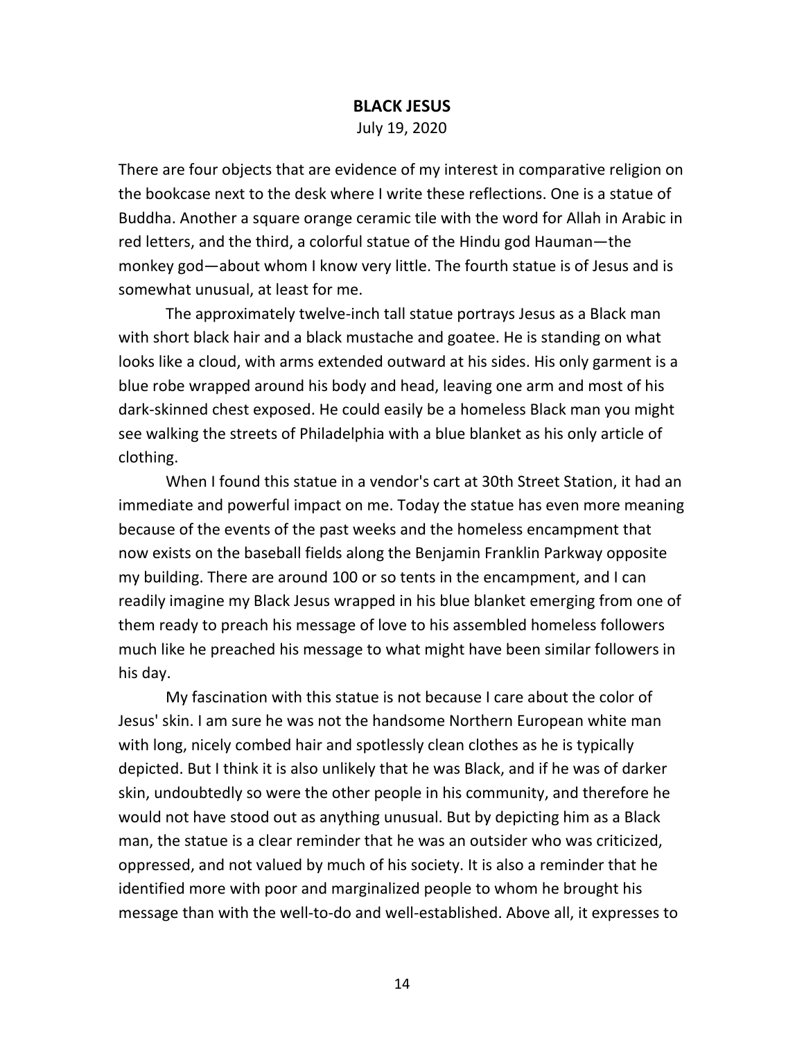# BLACK JESUS

July 19, 2020

There are four objects that are evidence of my interest in comparative religion on the bookcase next to the desk where I write these reflections. One is a statue of Buddha. Another a square orange ceramic tile with the word for Allah in Arabic in red letters, and the third, a colorful statue of the Hindu god Hauman—the monkey god—about whom I know very little. The fourth statue is of Jesus and is somewhat unusual, at least for me.

The approximately twelve-inch tall statue portrays Jesus as a Black man with short black hair and a black mustache and goatee. He is standing on what looks like a cloud, with arms extended outward at his sides. His only garment is a blue robe wrapped around his body and head, leaving one arm and most of his dark-skinned chest exposed. He could easily be a homeless Black man you might see walking the streets of Philadelphia with a blue blanket as his only article of clothing.

When I found this statue in a vendor's cart at 30th Street Station, it had an immediate and powerful impact on me. Today the statue has even more meaning because of the events of the past weeks and the homeless encampment that now exists on the baseball fields along the Benjamin Franklin Parkway opposite my building. There are around 100 or so tents in the encampment, and I can readily imagine my Black Jesus wrapped in his blue blanket emerging from one of them ready to preach his message of love to his assembled homeless followers much like he preached his message to what might have been similar followers in his day.

My fascination with this statue is not because I care about the color of Jesus' skin. I am sure he was not the handsome Northern European white man with long, nicely combed hair and spotlessly clean clothes as he is typically depicted. But I think it is also unlikely that he was Black, and if he was of darker skin, undoubtedly so were the other people in his community, and therefore he would not have stood out as anything unusual. But by depicting him as a Black man, the statue is a clear reminder that he was an outsider who was criticized, oppressed, and not valued by much of his society. It is also a reminder that he identified more with poor and marginalized people to whom he brought his message than with the well-to-do and well-established. Above all, it expresses to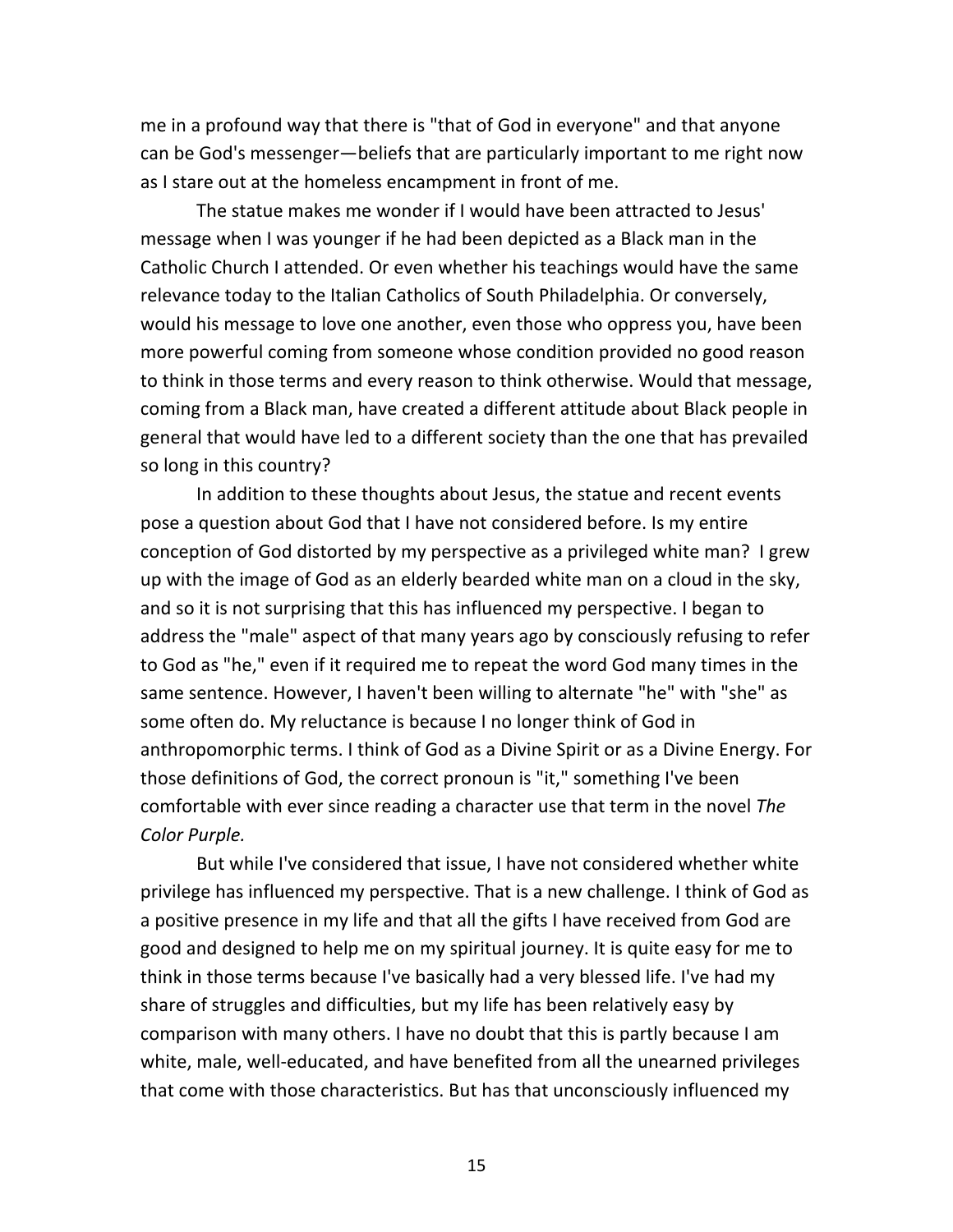me in a profound way that there is "that of God in everyone" and that anyone can be God's messenger—beliefs that are particularly important to me right now as I stare out at the homeless encampment in front of me.

The statue makes me wonder if I would have been attracted to Jesus' message when I was younger if he had been depicted as a Black man in the Catholic Church I attended. Or even whether his teachings would have the same relevance today to the Italian Catholics of South Philadelphia. Or conversely, would his message to love one another, even those who oppress you, have been more powerful coming from someone whose condition provided no good reason to think in those terms and every reason to think otherwise. Would that message, coming from a Black man, have created a different attitude about Black people in general that would have led to a different society than the one that has prevailed so long in this country?

In addition to these thoughts about Jesus, the statue and recent events pose a question about God that I have not considered before. Is my entire conception of God distorted by my perspective as a privileged white man? I grew up with the image of God as an elderly bearded white man on a cloud in the sky, and so it is not surprising that this has influenced my perspective. I began to address the "male" aspect of that many years ago by consciously refusing to refer to God as "he," even if it required me to repeat the word God many times in the same sentence. However, I haven't been willing to alternate "he" with "she" as some often do. My reluctance is because I no longer think of God in anthropomorphic terms. I think of God as a Divine Spirit or as a Divine Energy. For those definitions of God, the correct pronoun is "it," something I've been comfortable with ever since reading a character use that term in the novel *The Color Purple.*

But while I've considered that issue, I have not considered whether white privilege has influenced my perspective. That is a new challenge. I think of God as a positive presence in my life and that all the gifts I have received from God are good and designed to help me on my spiritual journey. It is quite easy for me to think in those terms because I've basically had a very blessed life. I've had my share of struggles and difficulties, but my life has been relatively easy by comparison with many others. I have no doubt that this is partly because I am white, male, well-educated, and have benefited from all the unearned privileges that come with those characteristics. But has that unconsciously influenced my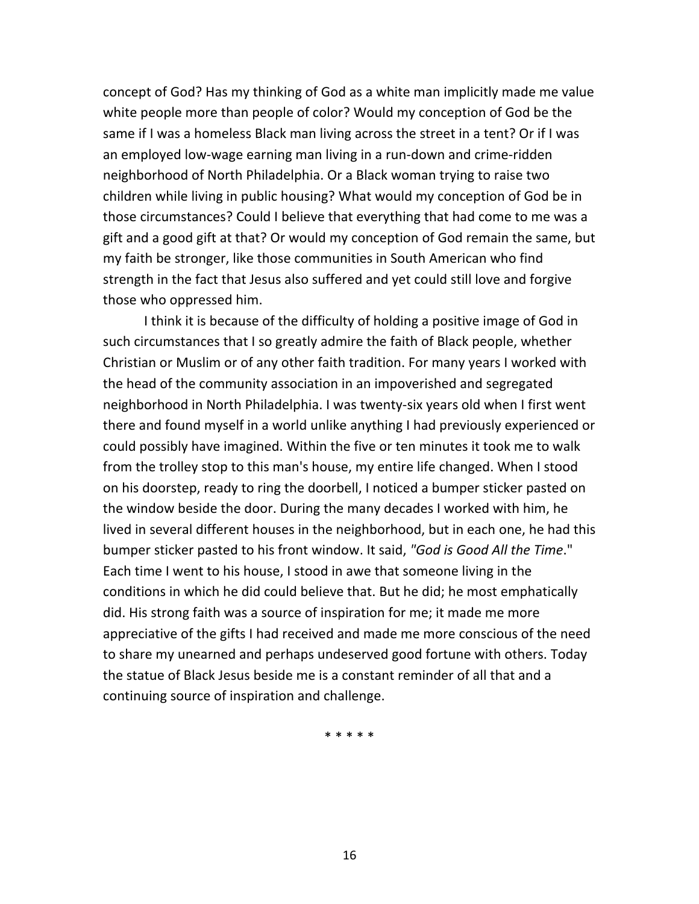concept of God? Has my thinking of God as a white man implicitly made me value white people more than people of color? Would my conception of God be the same if I was a homeless Black man living across the street in a tent? Or if I was an employed low-wage earning man living in a run-down and crime-ridden neighborhood of North Philadelphia. Or a Black woman trying to raise two children while living in public housing? What would my conception of God be in those circumstances? Could I believe that everything that had come to me was a gift and a good gift at that? Or would my conception of God remain the same, but my faith be stronger, like those communities in South American who find strength in the fact that Jesus also suffered and yet could still love and forgive those who oppressed him.

I think it is because of the difficulty of holding a positive image of God in such circumstances that I so greatly admire the faith of Black people, whether Christian or Muslim or of any other faith tradition. For many years I worked with the head of the community association in an impoverished and segregated neighborhood in North Philadelphia. I was twenty-six years old when I first went there and found myself in a world unlike anything I had previously experienced or could possibly have imagined. Within the five or ten minutes it took me to walk from the trolley stop to this man's house, my entire life changed. When I stood on his doorstep, ready to ring the doorbell, I noticed a bumper sticker pasted on the window beside the door. During the many decades I worked with him, he lived in several different houses in the neighborhood, but in each one, he had this bumper sticker pasted to his front window. It said, *"God is Good All the Time*." Each time I went to his house, I stood in awe that someone living in the conditions in which he did could believe that. But he did; he most emphatically did. His strong faith was a source of inspiration for me; it made me more appreciative of the gifts I had received and made me more conscious of the need to share my unearned and perhaps undeserved good fortune with others. Today the statue of Black Jesus beside me is a constant reminder of all that and a continuing source of inspiration and challenge.

\* \* \* \* \*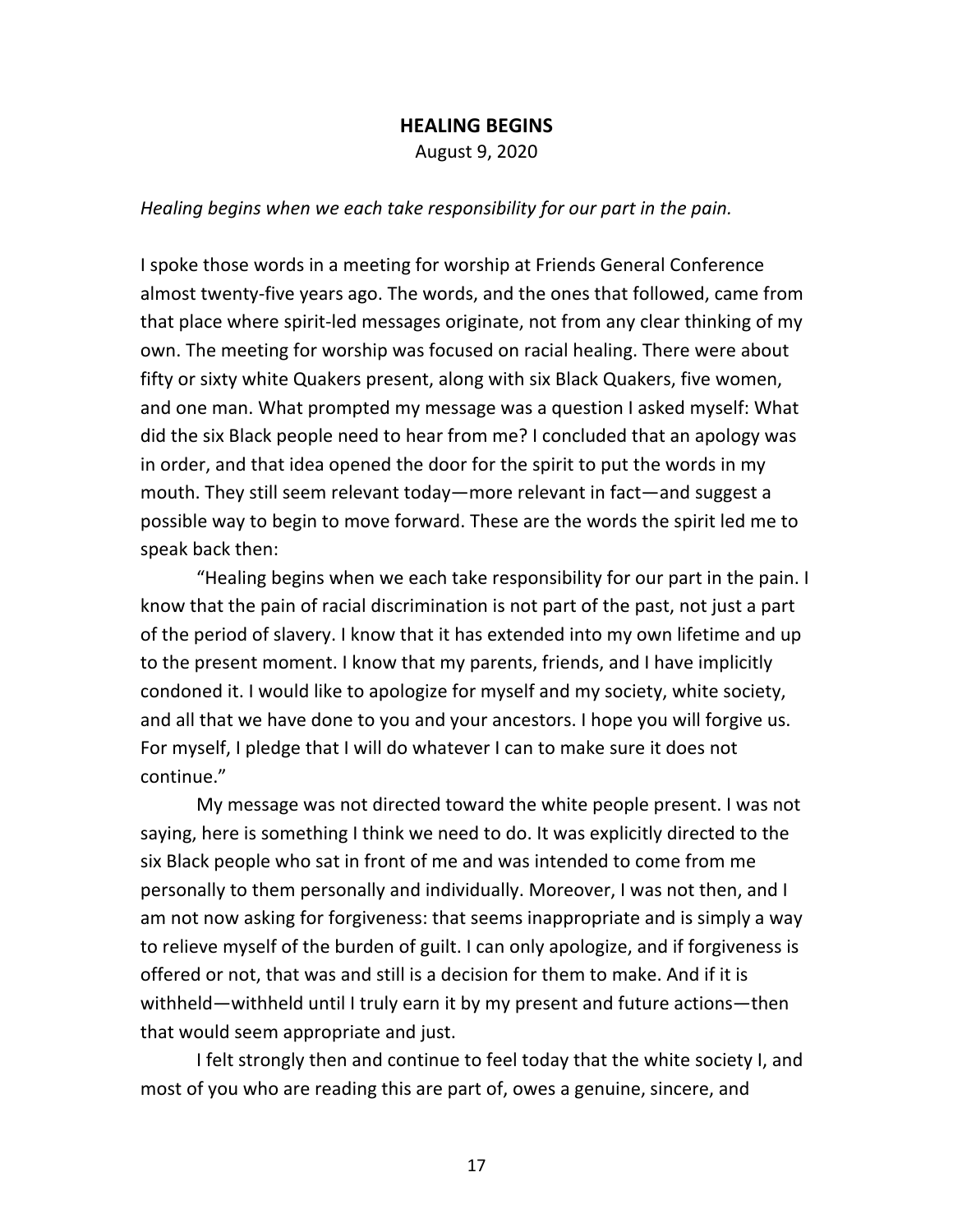## HEALING BEGINS

August 9, 2020

*Healing begins when we each take responsibility for our part in the pain.*

I spoke those words in a meeting for worship at Friends General Conference almost twenty-five years ago. The words, and the ones that followed, came from that place where spirit-led messages originate, not from any clear thinking of my own. The meeting for worship was focused on racial healing. There were about fifty or sixty white Quakers present, along with six Black Quakers, five women, and one man. What prompted my message was a question I asked myself: What did the six Black people need to hear from me? I concluded that an apology was in order, and that idea opened the door for the spirit to put the words in my mouth. They still seem relevant today—more relevant in fact—and suggest a possible way to begin to move forward. These are the words the spirit led me to speak back then:

"Healing begins when we each take responsibility for our part in the pain. I know that the pain of racial discrimination is not part of the past, not just a part of the period of slavery. I know that it has extended into my own lifetime and up to the present moment. I know that my parents, friends, and I have implicitly condoned it. I would like to apologize for myself and my society, white society, and all that we have done to you and your ancestors. I hope you will forgive us. For myself, I pledge that I will do whatever I can to make sure it does not continue."

My message was not directed toward the white people present. I was not saying, here is something I think we need to do. It was explicitly directed to the six Black people who sat in front of me and was intended to come from me personally to them personally and individually. Moreover, I was not then, and I am not now asking for forgiveness: that seems inappropriate and is simply a way to relieve myself of the burden of guilt. I can only apologize, and if forgiveness is offered or not, that was and still is a decision for them to make. And if it is withheld—withheld until I truly earn it by my present and future actions—then that would seem appropriate and just.

I felt strongly then and continue to feel today that the white society I, and most of you who are reading this are part of, owes a genuine, sincere, and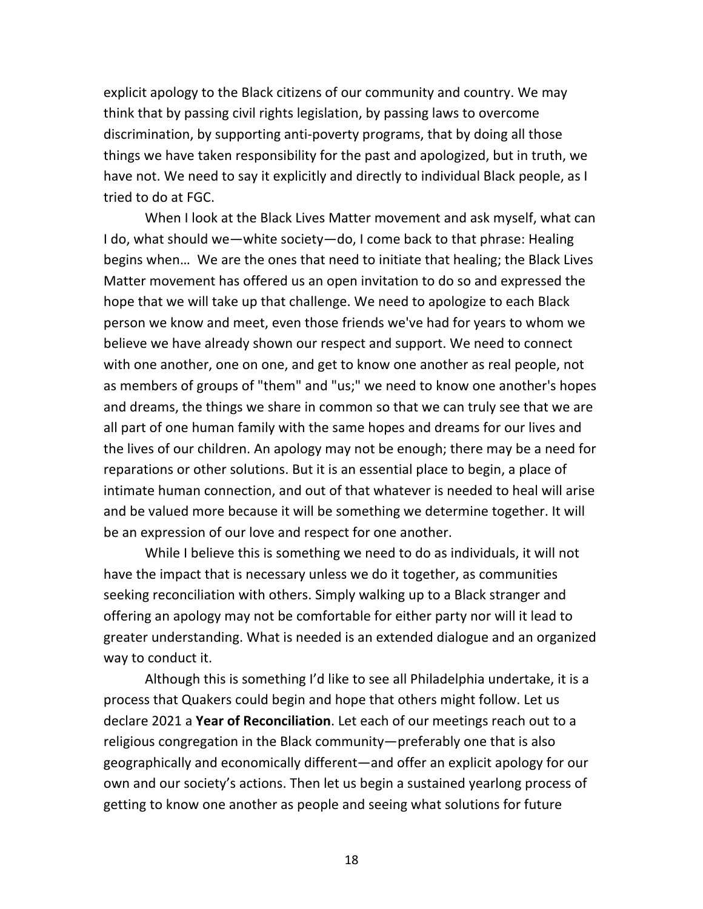explicit apology to the Black citizens of our community and country. We may think that by passing civil rights legislation, by passing laws to overcome discrimination, by supporting anti-poverty programs, that by doing all those things we have taken responsibility for the past and apologized, but in truth, we have not. We need to say it explicitly and directly to individual Black people, as I tried to do at FGC.

When I look at the Black Lives Matter movement and ask myself, what can I do, what should we—white society—do, I come back to that phrase: Healing begins when… We are the ones that need to initiate that healing; the Black Lives Matter movement has offered us an open invitation to do so and expressed the hope that we will take up that challenge. We need to apologize to each Black person we know and meet, even those friends we've had for years to whom we believe we have already shown our respect and support. We need to connect with one another, one on one, and get to know one another as real people, not as members of groups of "them" and "us;" we need to know one another's hopes and dreams, the things we share in common so that we can truly see that we are all part of one human family with the same hopes and dreams for our lives and the lives of our children. An apology may not be enough; there may be a need for reparations or other solutions. But it is an essential place to begin, a place of intimate human connection, and out of that whatever is needed to heal will arise and be valued more because it will be something we determine together. It will be an expression of our love and respect for one another.

While I believe this is something we need to do as individuals, it will not have the impact that is necessary unless we do it together, as communities seeking reconciliation with others. Simply walking up to a Black stranger and offering an apology may not be comfortable for either party nor will it lead to greater understanding. What is needed is an extended dialogue and an organized way to conduct it.

Although this is something I'd like to see all Philadelphia undertake, it is a process that Quakers could begin and hope that others might follow. Let us declare 2021 a **Year of Reconciliation**. Let each of our meetings reach out to a religious congregation in the Black community—preferably one that is also geographically and economically different—and offer an explicit apology for our own and our society's actions. Then let us begin a sustained yearlong process of getting to know one another as people and seeing what solutions for future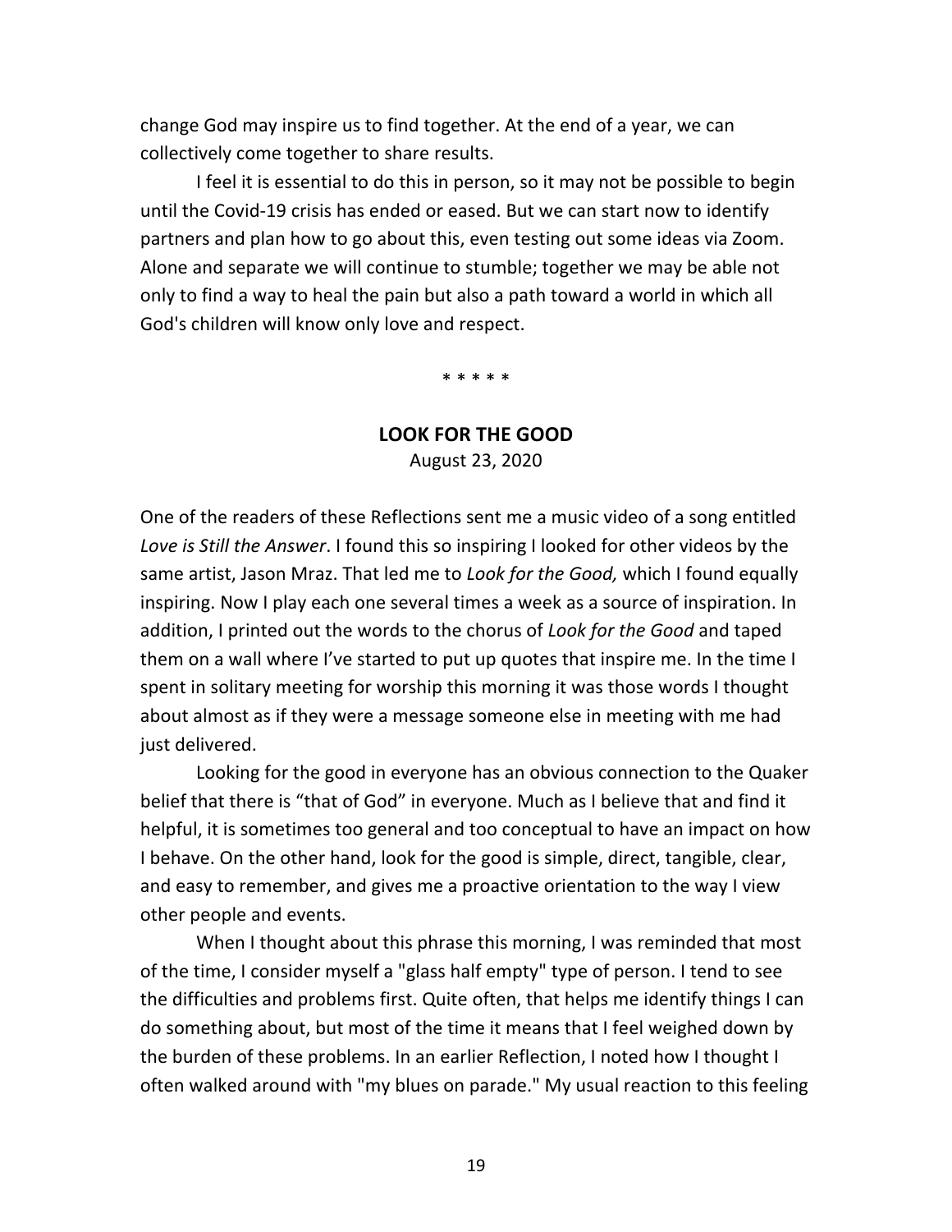change God may inspire us to find together. At the end of a year, we can collectively come together to share results.

I feel it is essential to do this in person, so it may not be possible to begin until the Covid-19 crisis has ended or eased. But we can start now to identify partners and plan how to go about this, even testing out some ideas via Zoom. Alone and separate we will continue to stumble; together we may be able not only to find a way to heal the pain but also a path toward a world in which all God's children will know only love and respect.

\* \* \* \* \*

## LOOK FOR THE GOOD

August 23, 2020

One of the readers of these Reflections sent me a music video of a song entitled *Love is Still the Answer*. I found this so inspiring I looked for other videos by the same artist, Jason Mraz. That led me to *Look for the Good,* which I found equally inspiring. Now I play each one several times a week as a source of inspiration. In addition, I printed out the words to the chorus of *Look for the Good* and taped them on a wall where I've started to put up quotes that inspire me. In the time I spent in solitary meeting for worship this morning it was those words I thought about almost as if they were a message someone else in meeting with me had just delivered.

Looking for the good in everyone has an obvious connection to the Quaker belief that there is "that of God" in everyone. Much as I believe that and find it helpful, it is sometimes too general and too conceptual to have an impact on how I behave. On the other hand, look for the good is simple, direct, tangible, clear, and easy to remember, and gives me a proactive orientation to the way I view other people and events.

When I thought about this phrase this morning, I was reminded that most of the time, I consider myself a "glass half empty" type of person. I tend to see the difficulties and problems first. Quite often, that helps me identify things I can do something about, but most of the time it means that I feel weighed down by the burden of these problems. In an earlier Reflection, I noted how I thought I often walked around with "my blues on parade." My usual reaction to this feeling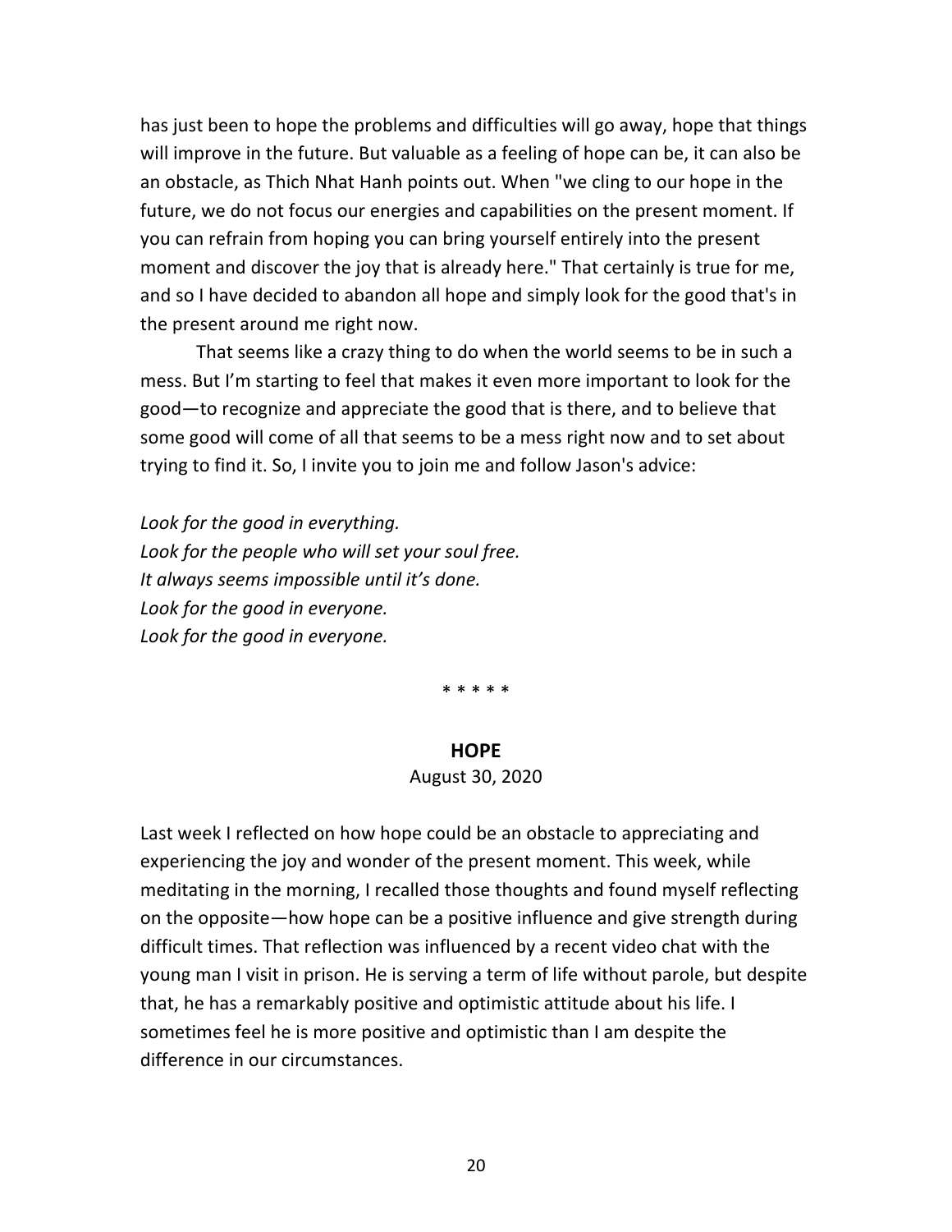has just been to hope the problems and difficulties will go away, hope that things will improve in the future. But valuable as a feeling of hope can be, it can also be an obstacle, as Thich Nhat Hanh points out. When "we cling to our hope in the future, we do not focus our energies and capabilities on the present moment. If you can refrain from hoping you can bring yourself entirely into the present moment and discover the joy that is already here." That certainly is true for me, and so I have decided to abandon all hope and simply look for the good that's in the present around me right now.

That seems like a crazy thing to do when the world seems to be in such a mess. But I'm starting to feel that makes it even more important to look for the good—to recognize and appreciate the good that is there, and to believe that some good will come of all that seems to be a mess right now and to set about trying to find it. So, I invite you to join me and follow Jason's advice:

*Look for the good in everything.*
*Look for the people who will set your soul free.*
*It always seems impossible until it's done.*
*Look for the good in everyone.*
*Look for the good in everyone.*

\* \* \* \* \*

## HOPE

August 30, 2020

Last week I reflected on how hope could be an obstacle to appreciating and experiencing the joy and wonder of the present moment. This week, while meditating in the morning, I recalled those thoughts and found myself reflecting on the opposite—how hope can be a positive influence and give strength during difficult times. That reflection was influenced by a recent video chat with the young man I visit in prison. He is serving a term of life without parole, but despite that, he has a remarkably positive and optimistic attitude about his life. I sometimes feel he is more positive and optimistic than I am despite the difference in our circumstances.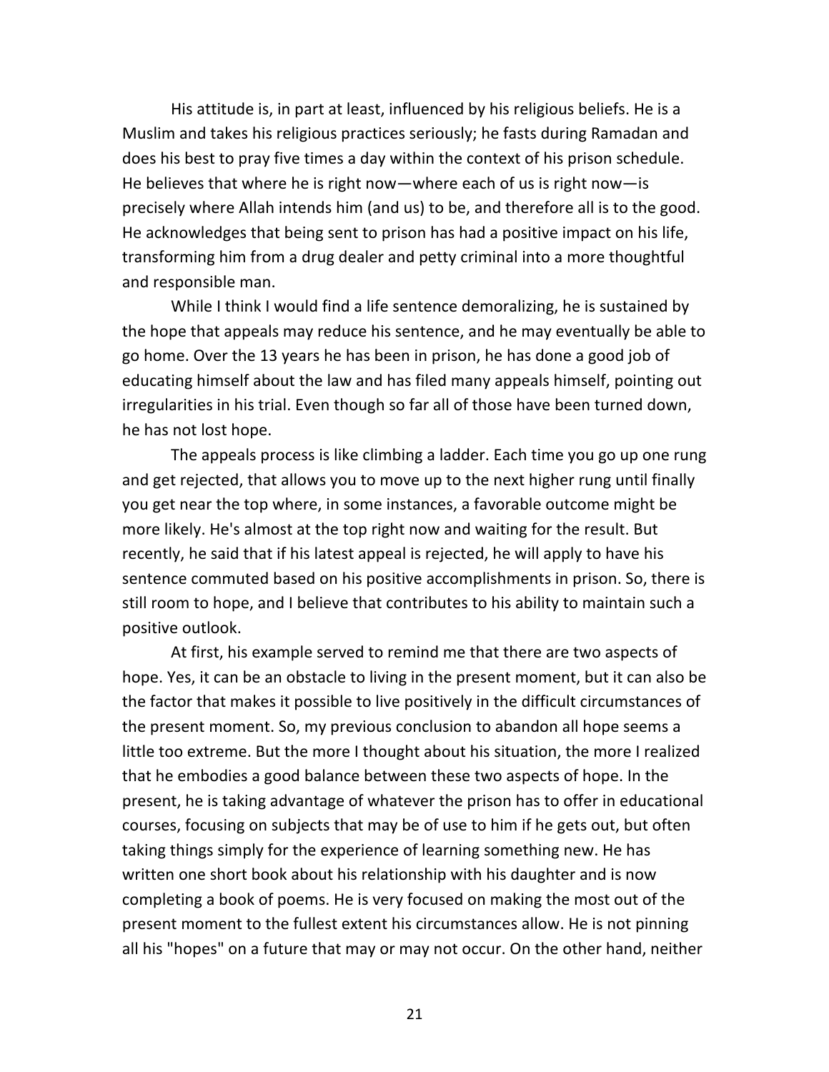His attitude is, in part at least, influenced by his religious beliefs. He is a Muslim and takes his religious practices seriously; he fasts during Ramadan and does his best to pray five times a day within the context of his prison schedule. He believes that where he is right now—where each of us is right now—is precisely where Allah intends him (and us) to be, and therefore all is to the good. He acknowledges that being sent to prison has had a positive impact on his life, transforming him from a drug dealer and petty criminal into a more thoughtful and responsible man.

While I think I would find a life sentence demoralizing, he is sustained by the hope that appeals may reduce his sentence, and he may eventually be able to go home. Over the 13 years he has been in prison, he has done a good job of educating himself about the law and has filed many appeals himself, pointing out irregularities in his trial. Even though so far all of those have been turned down, he has not lost hope.

The appeals process is like climbing a ladder. Each time you go up one rung and get rejected, that allows you to move up to the next higher rung until finally you get near the top where, in some instances, a favorable outcome might be more likely. He's almost at the top right now and waiting for the result. But recently, he said that if his latest appeal is rejected, he will apply to have his sentence commuted based on his positive accomplishments in prison. So, there is still room to hope, and I believe that contributes to his ability to maintain such a positive outlook.

At first, his example served to remind me that there are two aspects of hope. Yes, it can be an obstacle to living in the present moment, but it can also be the factor that makes it possible to live positively in the difficult circumstances of the present moment. So, my previous conclusion to abandon all hope seems a little too extreme. But the more I thought about his situation, the more I realized that he embodies a good balance between these two aspects of hope. In the present, he is taking advantage of whatever the prison has to offer in educational courses, focusing on subjects that may be of use to him if he gets out, but often taking things simply for the experience of learning something new. He has written one short book about his relationship with his daughter and is now completing a book of poems. He is very focused on making the most out of the present moment to the fullest extent his circumstances allow. He is not pinning all his "hopes" on a future that may or may not occur. On the other hand, neither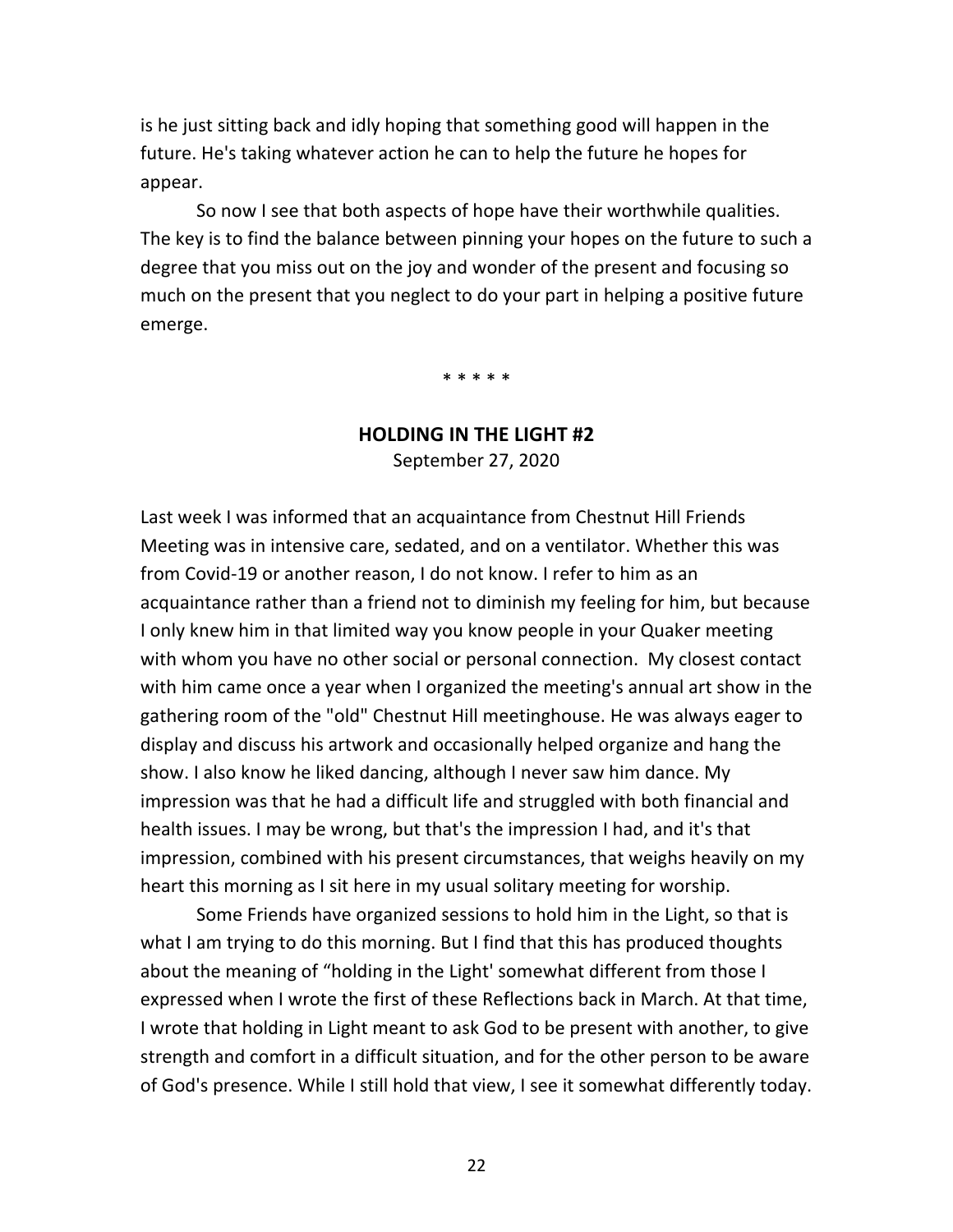is he just sitting back and idly hoping that something good will happen in the future. He's taking whatever action he can to help the future he hopes for appear.

So now I see that both aspects of hope have their worthwhile qualities. The key is to find the balance between pinning your hopes on the future to such a degree that you miss out on the joy and wonder of the present and focusing so much on the present that you neglect to do your part in helping a positive future emerge.

* * * * *

## HOLDING IN THE LIGHT #2

September 27, 2020

Last week I was informed that an acquaintance from Chestnut Hill Friends Meeting was in intensive care, sedated, and on a ventilator. Whether this was from Covid-19 or another reason, I do not know. I refer to him as an acquaintance rather than a friend not to diminish my feeling for him, but because I only knew him in that limited way you know people in your Quaker meeting with whom you have no other social or personal connection. My closest contact with him came once a year when I organized the meeting's annual art show in the gathering room of the "old" Chestnut Hill meetinghouse. He was always eager to display and discuss his artwork and occasionally helped organize and hang the show. I also know he liked dancing, although I never saw him dance. My impression was that he had a difficult life and struggled with both financial and health issues. I may be wrong, but that's the impression I had, and it's that impression, combined with his present circumstances, that weighs heavily on my heart this morning as I sit here in my usual solitary meeting for worship.

Some Friends have organized sessions to hold him in the Light, so that is what I am trying to do this morning. But I find that this has produced thoughts about the meaning of "holding in the Light' somewhat different from those I expressed when I wrote the first of these Reflections back in March. At that time, I wrote that holding in Light meant to ask God to be present with another, to give strength and comfort in a difficult situation, and for the other person to be aware of God's presence. While I still hold that view, I see it somewhat differently today.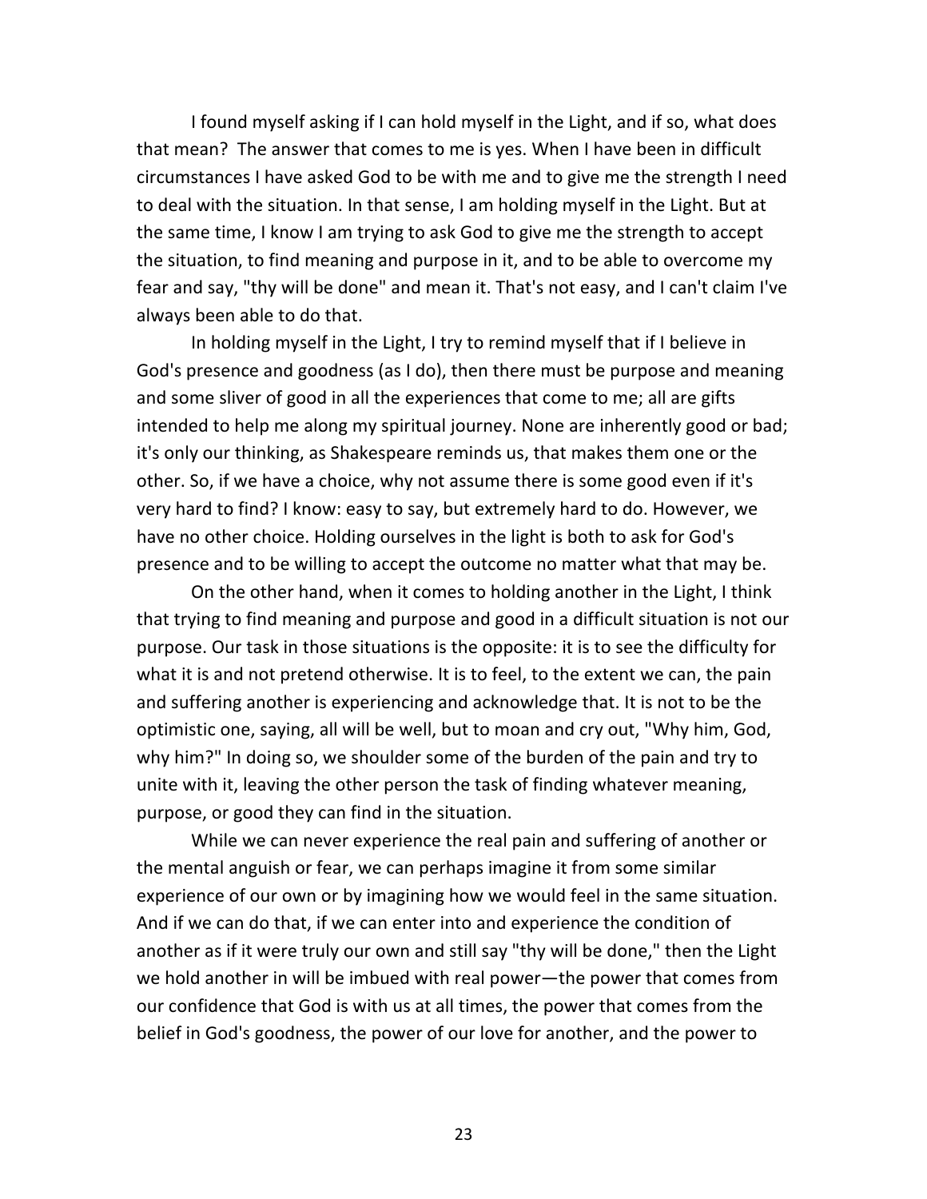I found myself asking if I can hold myself in the Light, and if so, what does that mean? The answer that comes to me is yes. When I have been in difficult circumstances I have asked God to be with me and to give me the strength I need to deal with the situation. In that sense, I am holding myself in the Light. But at the same time, I know I am trying to ask God to give me the strength to accept the situation, to find meaning and purpose in it, and to be able to overcome my fear and say, "thy will be done" and mean it. That's not easy, and I can't claim I've always been able to do that.

In holding myself in the Light, I try to remind myself that if I believe in God's presence and goodness (as I do), then there must be purpose and meaning and some sliver of good in all the experiences that come to me; all are gifts intended to help me along my spiritual journey. None are inherently good or bad; it's only our thinking, as Shakespeare reminds us, that makes them one or the other. So, if we have a choice, why not assume there is some good even if it's very hard to find? I know: easy to say, but extremely hard to do. However, we have no other choice. Holding ourselves in the light is both to ask for God's presence and to be willing to accept the outcome no matter what that may be.

On the other hand, when it comes to holding another in the Light, I think that trying to find meaning and purpose and good in a difficult situation is not our purpose. Our task in those situations is the opposite: it is to see the difficulty for what it is and not pretend otherwise. It is to feel, to the extent we can, the pain and suffering another is experiencing and acknowledge that. It is not to be the optimistic one, saying, all will be well, but to moan and cry out, "Why him, God, why him?" In doing so, we shoulder some of the burden of the pain and try to unite with it, leaving the other person the task of finding whatever meaning, purpose, or good they can find in the situation.

While we can never experience the real pain and suffering of another or the mental anguish or fear, we can perhaps imagine it from some similar experience of our own or by imagining how we would feel in the same situation. And if we can do that, if we can enter into and experience the condition of another as if it were truly our own and still say "thy will be done," then the Light we hold another in will be imbued with real power—the power that comes from our confidence that God is with us at all times, the power that comes from the belief in God's goodness, the power of our love for another, and the power to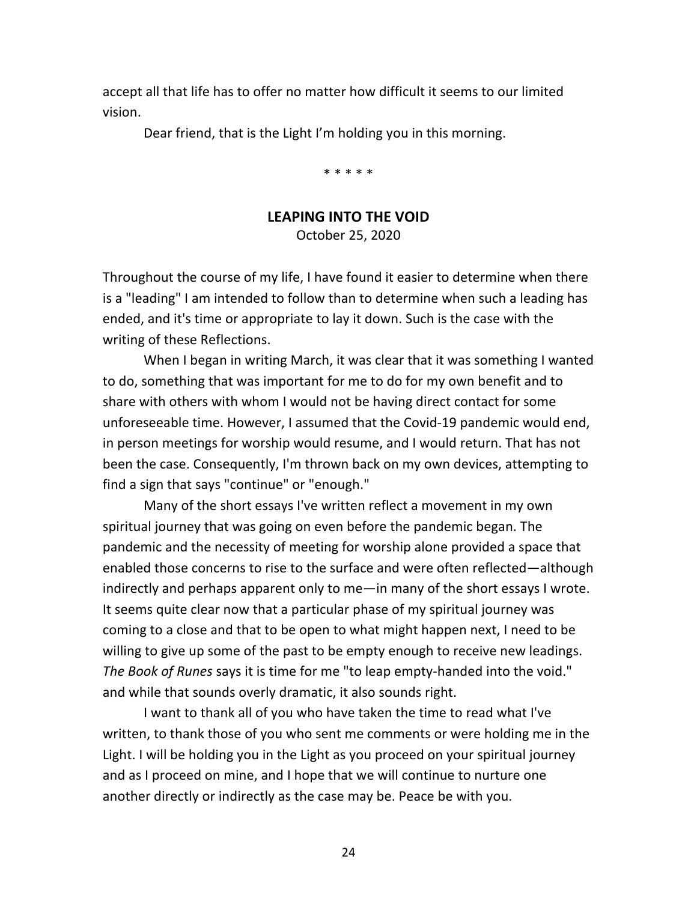accept all that life has to offer no matter how difficult it seems to our limited vision.

Dear friend, that is the Light I'm holding you in this morning.

\* \* \* \* \*

## LEAPING INTO THE VOID

October 25, 2020

Throughout the course of my life, I have found it easier to determine when there is a "leading" I am intended to follow than to determine when such a leading has ended, and it's time or appropriate to lay it down. Such is the case with the writing of these Reflections.

When I began in writing March, it was clear that it was something I wanted to do, something that was important for me to do for my own benefit and to share with others with whom I would not be having direct contact for some unforeseeable time. However, I assumed that the Covid-19 pandemic would end, in person meetings for worship would resume, and I would return. That has not been the case. Consequently, I'm thrown back on my own devices, attempting to find a sign that says "continue" or "enough."

Many of the short essays I've written reflect a movement in my own spiritual journey that was going on even before the pandemic began. The pandemic and the necessity of meeting for worship alone provided a space that enabled those concerns to rise to the surface and were often reflected—although indirectly and perhaps apparent only to me—in many of the short essays I wrote. It seems quite clear now that a particular phase of my spiritual journey was coming to a close and that to be open to what might happen next, I need to be willing to give up some of the past to be empty enough to receive new leadings. *The Book of Runes* says it is time for me "to leap empty-handed into the void." and while that sounds overly dramatic, it also sounds right.

I want to thank all of you who have taken the time to read what I've written, to thank those of you who sent me comments or were holding me in the Light. I will be holding you in the Light as you proceed on your spiritual journey and as I proceed on mine, and I hope that we will continue to nurture one another directly or indirectly as the case may be. Peace be with you.